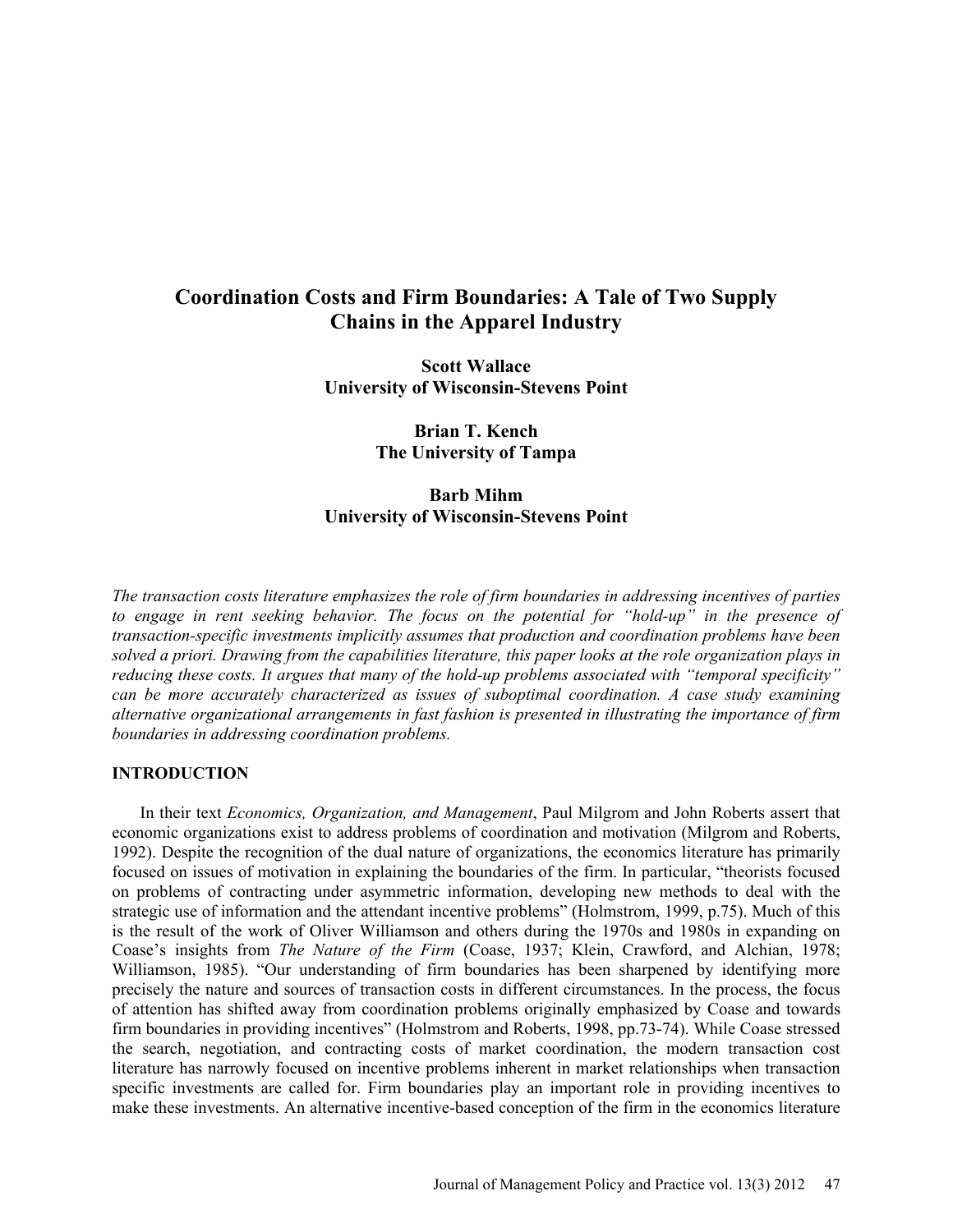# Coordination Costs and Firm Boundaries: A Tale of Two Supply Chains in the Apparel Industry

**Scott Wallace**
**University of Wisconsin-Stevens Point**

**Brian T. Kench**
**The University of Tampa**

**Barb Mihm**
**University of Wisconsin-Stevens Point**

*The transaction costs literature emphasizes the role of firm boundaries in addressing incentives of parties to engage in rent seeking behavior. The focus on the potential for "hold-up" in the presence of transaction-specific investments implicitly assumes that production and coordination problems have been solved a priori. Drawing from the capabilities literature, this paper looks at the role organization plays in reducing these costs. It argues that many of the hold-up problems associated with "temporal specificity" can be more accurately characterized as issues of suboptimal coordination. A case study examining alternative organizational arrangements in fast fashion is presented in illustrating the importance of firm boundaries in addressing coordination problems.*

## INTRODUCTION

In their text *Economics, Organization, and Management*, Paul Milgrom and John Roberts assert that economic organizations exist to address problems of coordination and motivation (Milgrom and Roberts, 1992). Despite the recognition of the dual nature of organizations, the economics literature has primarily focused on issues of motivation in explaining the boundaries of the firm. In particular, "theorists focused on problems of contracting under asymmetric information, developing new methods to deal with the strategic use of information and the attendant incentive problems" (Holmstrom, 1999, p.75). Much of this is the result of the work of Oliver Williamson and others during the 1970s and 1980s in expanding on Coase's insights from *The Nature of the Firm* (Coase, 1937; Klein, Crawford, and Alchian, 1978; Williamson, 1985). "Our understanding of firm boundaries has been sharpened by identifying more precisely the nature and sources of transaction costs in different circumstances. In the process, the focus of attention has shifted away from coordination problems originally emphasized by Coase and towards firm boundaries in providing incentives" (Holmstrom and Roberts, 1998, pp.73-74). While Coase stressed the search, negotiation, and contracting costs of market coordination, the modern transaction cost literature has narrowly focused on incentive problems inherent in market relationships when transaction specific investments are called for. Firm boundaries play an important role in providing incentives to make these investments. An alternative incentive-based conception of the firm in the economics literature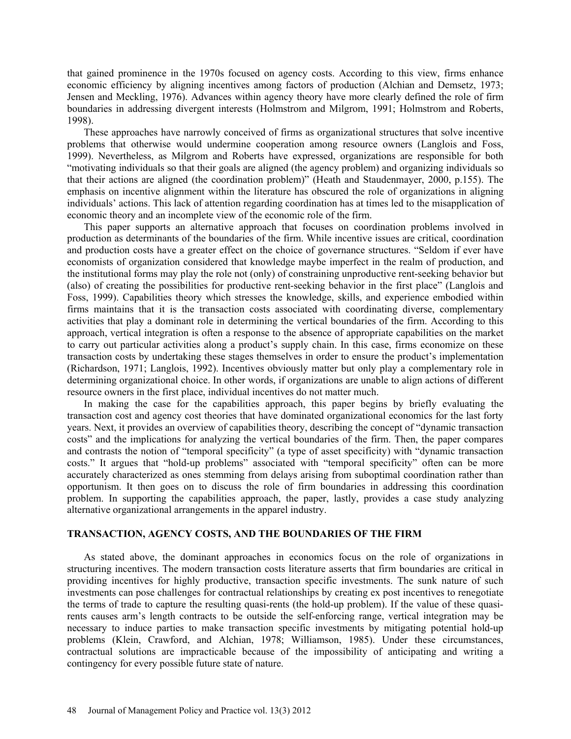that gained prominence in the 1970s focused on agency costs. According to this view, firms enhance economic efficiency by aligning incentives among factors of production (Alchian and Demsetz, 1973; Jensen and Meckling, 1976). Advances within agency theory have more clearly defined the role of firm boundaries in addressing divergent interests (Holmstrom and Milgrom, 1991; Holmstrom and Roberts, 1998).

These approaches have narrowly conceived of firms as organizational structures that solve incentive problems that otherwise would undermine cooperation among resource owners (Langlois and Foss, 1999). Nevertheless, as Milgrom and Roberts have expressed, organizations are responsible for both "motivating individuals so that their goals are aligned (the agency problem) and organizing individuals so that their actions are aligned (the coordination problem)" (Heath and Staudenmayer, 2000, p.155). The emphasis on incentive alignment within the literature has obscured the role of organizations in aligning individuals' actions. This lack of attention regarding coordination has at times led to the misapplication of economic theory and an incomplete view of the economic role of the firm.

This paper supports an alternative approach that focuses on coordination problems involved in production as determinants of the boundaries of the firm. While incentive issues are critical, coordination and production costs have a greater effect on the choice of governance structures. "Seldom if ever have economists of organization considered that knowledge maybe imperfect in the realm of production, and the institutional forms may play the role not (only) of constraining unproductive rent-seeking behavior but (also) of creating the possibilities for productive rent-seeking behavior in the first place" (Langlois and Foss, 1999). Capabilities theory which stresses the knowledge, skills, and experience embodied within firms maintains that it is the transaction costs associated with coordinating diverse, complementary activities that play a dominant role in determining the vertical boundaries of the firm. According to this approach, vertical integration is often a response to the absence of appropriate capabilities on the market to carry out particular activities along a product's supply chain. In this case, firms economize on these transaction costs by undertaking these stages themselves in order to ensure the product's implementation (Richardson, 1971; Langlois, 1992). Incentives obviously matter but only play a complementary role in determining organizational choice. In other words, if organizations are unable to align actions of different resource owners in the first place, individual incentives do not matter much.

In making the case for the capabilities approach, this paper begins by briefly evaluating the transaction cost and agency cost theories that have dominated organizational economics for the last forty years. Next, it provides an overview of capabilities theory, describing the concept of "dynamic transaction costs" and the implications for analyzing the vertical boundaries of the firm. Then, the paper compares and contrasts the notion of "temporal specificity" (a type of asset specificity) with "dynamic transaction costs." It argues that "hold-up problems" associated with "temporal specificity" often can be more accurately characterized as ones stemming from delays arising from suboptimal coordination rather than opportunism. It then goes on to discuss the role of firm boundaries in addressing this coordination problem. In supporting the capabilities approach, the paper, lastly, provides a case study analyzing alternative organizational arrangements in the apparel industry.

## TRANSACTION, AGENCY COSTS, AND THE BOUNDARIES OF THE FIRM

As stated above, the dominant approaches in economics focus on the role of organizations in structuring incentives. The modern transaction costs literature asserts that firm boundaries are critical in providing incentives for highly productive, transaction specific investments. The sunk nature of such investments can pose challenges for contractual relationships by creating ex post incentives to renegotiate the terms of trade to capture the resulting quasi-rents (the hold-up problem). If the value of these quasi-rents causes arm's length contracts to be outside the self-enforcing range, vertical integration may be necessary to induce parties to make transaction specific investments by mitigating potential hold-up problems (Klein, Crawford, and Alchian, 1978; Williamson, 1985). Under these circumstances, contractual solutions are impracticable because of the impossibility of anticipating and writing a contingency for every possible future state of nature.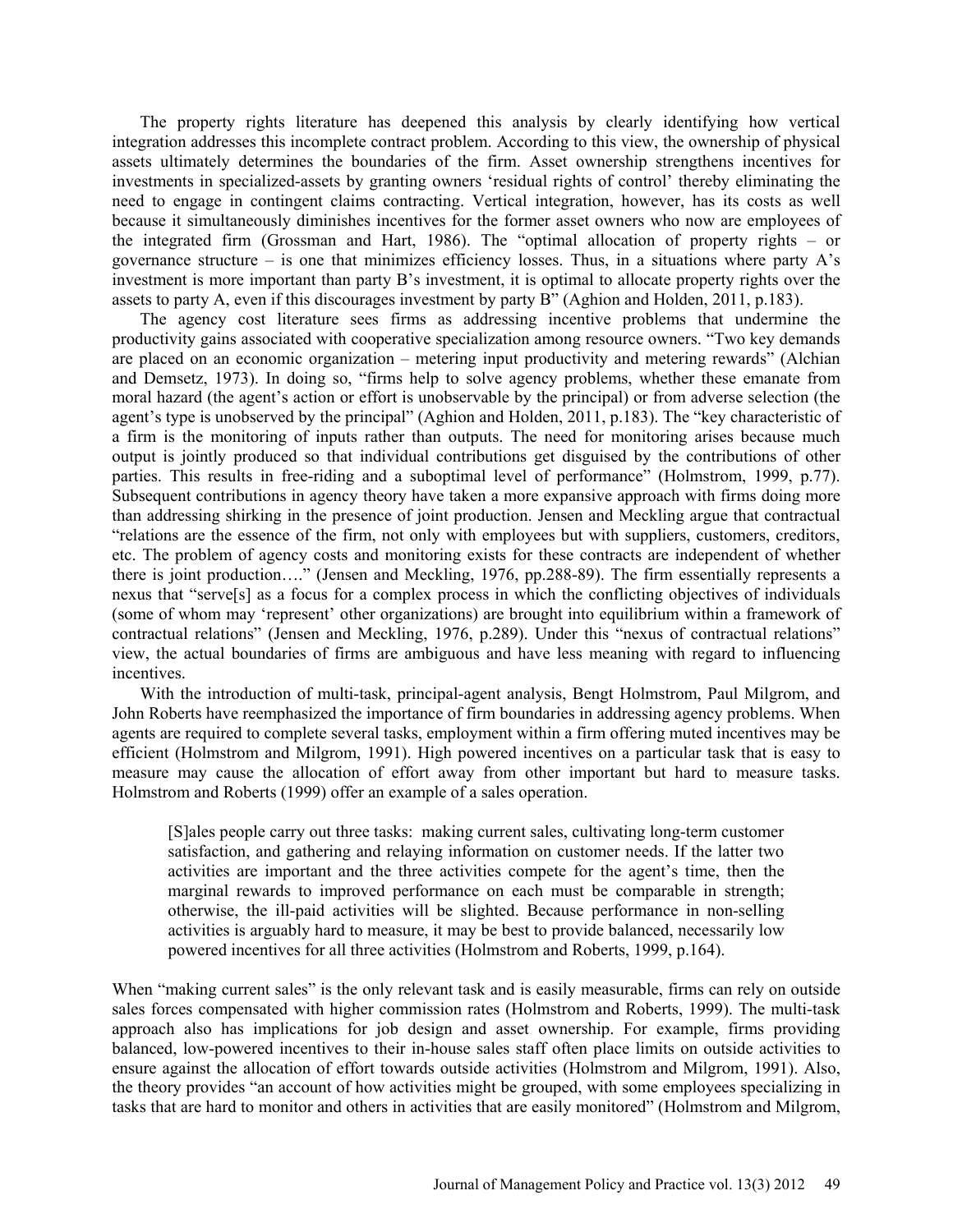The property rights literature has deepened this analysis by clearly identifying how vertical integration addresses this incomplete contract problem. According to this view, the ownership of physical assets ultimately determines the boundaries of the firm. Asset ownership strengthens incentives for investments in specialized-assets by granting owners 'residual rights of control' thereby eliminating the need to engage in contingent claims contracting. Vertical integration, however, has its costs as well because it simultaneously diminishes incentives for the former asset owners who now are employees of the integrated firm (Grossman and Hart, 1986). The "optimal allocation of property rights – or governance structure – is one that minimizes efficiency losses. Thus, in a situations where party A's investment is more important than party B's investment, it is optimal to allocate property rights over the assets to party A, even if this discourages investment by party B" (Aghion and Holden, 2011, p.183).

The agency cost literature sees firms as addressing incentive problems that undermine the productivity gains associated with cooperative specialization among resource owners. "Two key demands are placed on an economic organization – metering input productivity and metering rewards" (Alchian and Demsetz, 1973). In doing so, "firms help to solve agency problems, whether these emanate from moral hazard (the agent's action or effort is unobservable by the principal) or from adverse selection (the agent's type is unobserved by the principal" (Aghion and Holden, 2011, p.183). The "key characteristic of a firm is the monitoring of inputs rather than outputs. The need for monitoring arises because much output is jointly produced so that individual contributions get disguised by the contributions of other parties. This results in free-riding and a suboptimal level of performance" (Holmstrom, 1999, p.77). Subsequent contributions in agency theory have taken a more expansive approach with firms doing more than addressing shirking in the presence of joint production. Jensen and Meckling argue that contractual "relations are the essence of the firm, not only with employees but with suppliers, customers, creditors, etc. The problem of agency costs and monitoring exists for these contracts are independent of whether there is joint production…." (Jensen and Meckling, 1976, pp.288-89). The firm essentially represents a nexus that "serve[s] as a focus for a complex process in which the conflicting objectives of individuals (some of whom may 'represent' other organizations) are brought into equilibrium within a framework of contractual relations" (Jensen and Meckling, 1976, p.289). Under this "nexus of contractual relations" view, the actual boundaries of firms are ambiguous and have less meaning with regard to influencing incentives.

With the introduction of multi-task, principal-agent analysis, Bengt Holmstrom, Paul Milgrom, and John Roberts have reemphasized the importance of firm boundaries in addressing agency problems. When agents are required to complete several tasks, employment within a firm offering muted incentives may be efficient (Holmstrom and Milgrom, 1991). High powered incentives on a particular task that is easy to measure may cause the allocation of effort away from other important but hard to measure tasks. Holmstrom and Roberts (1999) offer an example of a sales operation.

> [S]ales people carry out three tasks: making current sales, cultivating long-term customer satisfaction, and gathering and relaying information on customer needs. If the latter two activities are important and the three activities compete for the agent's time, then the marginal rewards to improved performance on each must be comparable in strength; otherwise, the ill-paid activities will be slighted. Because performance in non-selling activities is arguably hard to measure, it may be best to provide balanced, necessarily low powered incentives for all three activities (Holmstrom and Roberts, 1999, p.164).

When "making current sales" is the only relevant task and is easily measurable, firms can rely on outside sales forces compensated with higher commission rates (Holmstrom and Roberts, 1999). The multi-task approach also has implications for job design and asset ownership. For example, firms providing balanced, low-powered incentives to their in-house sales staff often place limits on outside activities to ensure against the allocation of effort towards outside activities (Holmstrom and Milgrom, 1991). Also, the theory provides "an account of how activities might be grouped, with some employees specializing in tasks that are hard to monitor and others in activities that are easily monitored" (Holmstrom and Milgrom,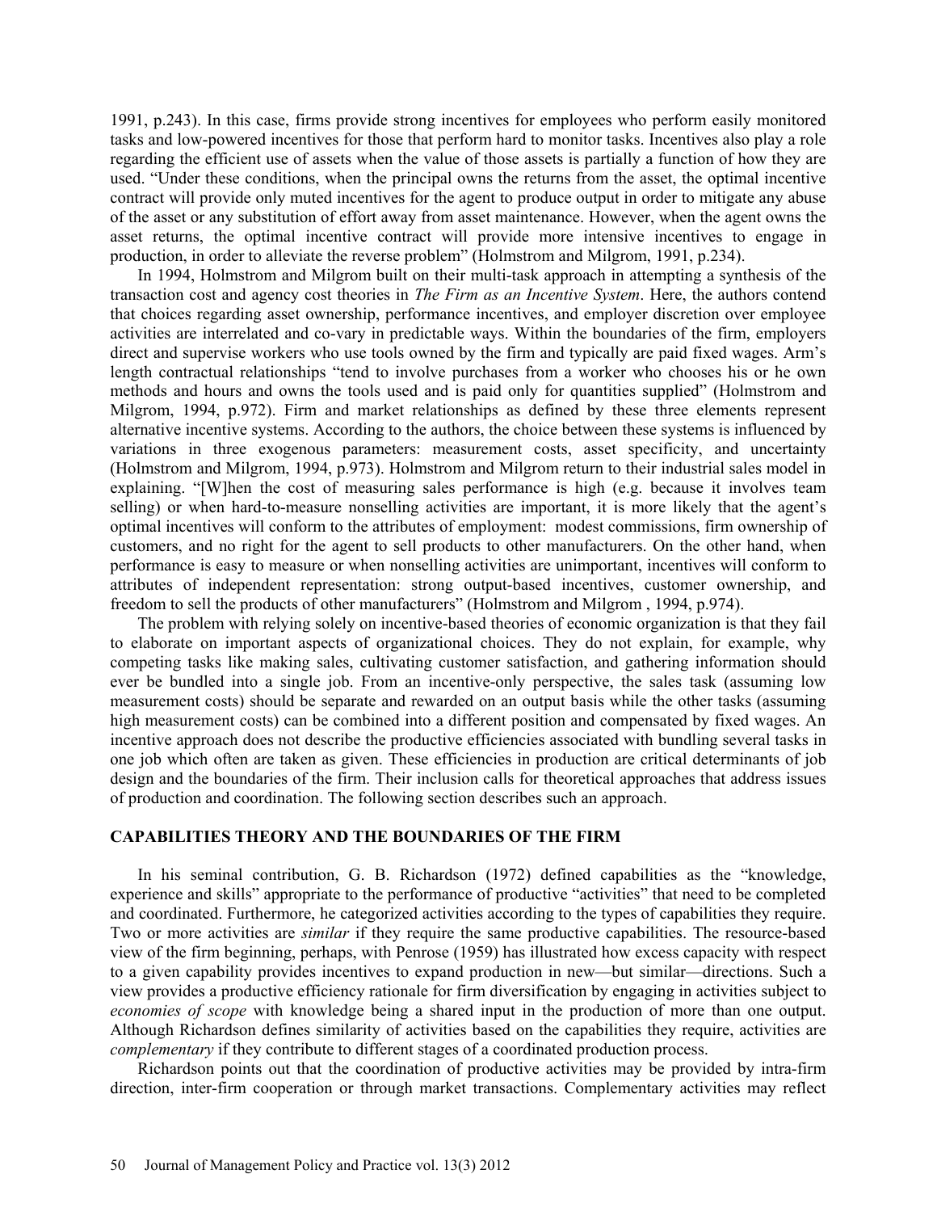1991, p.243). In this case, firms provide strong incentives for employees who perform easily monitored tasks and low-powered incentives for those that perform hard to monitor tasks. Incentives also play a role regarding the efficient use of assets when the value of those assets is partially a function of how they are used. "Under these conditions, when the principal owns the returns from the asset, the optimal incentive contract will provide only muted incentives for the agent to produce output in order to mitigate any abuse of the asset or any substitution of effort away from asset maintenance. However, when the agent owns the asset returns, the optimal incentive contract will provide more intensive incentives to engage in production, in order to alleviate the reverse problem" (Holmstrom and Milgrom, 1991, p.234).

In 1994, Holmstrom and Milgrom built on their multi-task approach in attempting a synthesis of the transaction cost and agency cost theories in *The Firm as an Incentive System*. Here, the authors contend that choices regarding asset ownership, performance incentives, and employer discretion over employee activities are interrelated and co-vary in predictable ways. Within the boundaries of the firm, employers direct and supervise workers who use tools owned by the firm and typically are paid fixed wages. Arm's length contractual relationships "tend to involve purchases from a worker who chooses his or he own methods and hours and owns the tools used and is paid only for quantities supplied" (Holmstrom and Milgrom, 1994, p.972). Firm and market relationships as defined by these three elements represent alternative incentive systems. According to the authors, the choice between these systems is influenced by variations in three exogenous parameters: measurement costs, asset specificity, and uncertainty (Holmstrom and Milgrom, 1994, p.973). Holmstrom and Milgrom return to their industrial sales model in explaining. "[W]hen the cost of measuring sales performance is high (e.g. because it involves team selling) or when hard-to-measure nonselling activities are important, it is more likely that the agent's optimal incentives will conform to the attributes of employment: modest commissions, firm ownership of customers, and no right for the agent to sell products to other manufacturers. On the other hand, when performance is easy to measure or when nonselling activities are unimportant, incentives will conform to attributes of independent representation: strong output-based incentives, customer ownership, and freedom to sell the products of other manufacturers" (Holmstrom and Milgrom , 1994, p.974).

The problem with relying solely on incentive-based theories of economic organization is that they fail to elaborate on important aspects of organizational choices. They do not explain, for example, why competing tasks like making sales, cultivating customer satisfaction, and gathering information should ever be bundled into a single job. From an incentive-only perspective, the sales task (assuming low measurement costs) should be separate and rewarded on an output basis while the other tasks (assuming high measurement costs) can be combined into a different position and compensated by fixed wages. An incentive approach does not describe the productive efficiencies associated with bundling several tasks in one job which often are taken as given. These efficiencies in production are critical determinants of job design and the boundaries of the firm. Their inclusion calls for theoretical approaches that address issues of production and coordination. The following section describes such an approach.

## CAPABILITIES THEORY AND THE BOUNDARIES OF THE FIRM

In his seminal contribution, G. B. Richardson (1972) defined capabilities as the "knowledge, experience and skills" appropriate to the performance of productive "activities" that need to be completed and coordinated. Furthermore, he categorized activities according to the types of capabilities they require. Two or more activities are *similar* if they require the same productive capabilities. The resource-based view of the firm beginning, perhaps, with Penrose (1959) has illustrated how excess capacity with respect to a given capability provides incentives to expand production in new—but similar—directions. Such a view provides a productive efficiency rationale for firm diversification by engaging in activities subject to *economies of scope* with knowledge being a shared input in the production of more than one output. Although Richardson defines similarity of activities based on the capabilities they require, activities are *complementary* if they contribute to different stages of a coordinated production process.

Richardson points out that the coordination of productive activities may be provided by intra-firm direction, inter-firm cooperation or through market transactions. Complementary activities may reflect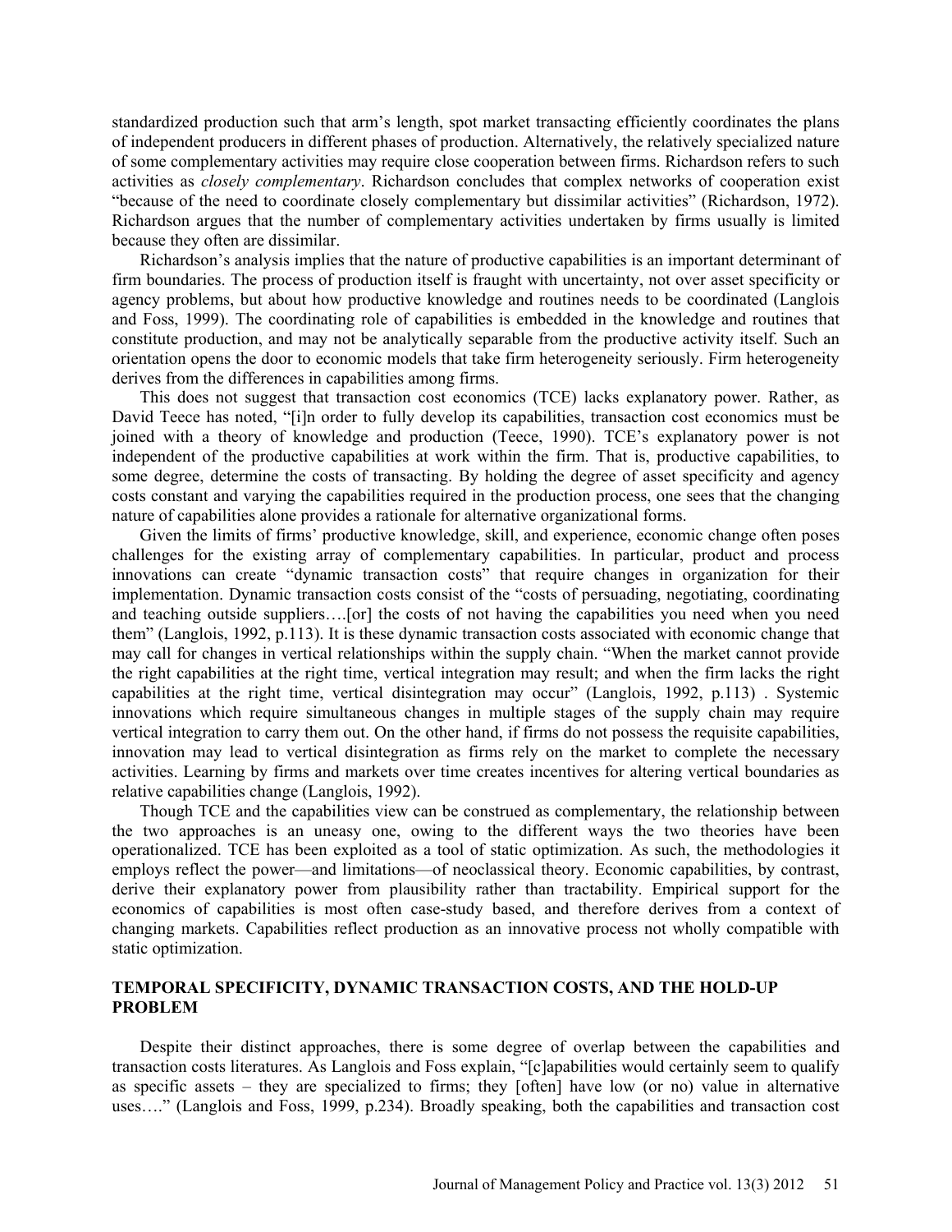standardized production such that arm's length, spot market transacting efficiently coordinates the plans of independent producers in different phases of production. Alternatively, the relatively specialized nature of some complementary activities may require close cooperation between firms. Richardson refers to such activities as *closely complementary*. Richardson concludes that complex networks of cooperation exist "because of the need to coordinate closely complementary but dissimilar activities" (Richardson, 1972). Richardson argues that the number of complementary activities undertaken by firms usually is limited because they often are dissimilar.

Richardson's analysis implies that the nature of productive capabilities is an important determinant of firm boundaries. The process of production itself is fraught with uncertainty, not over asset specificity or agency problems, but about how productive knowledge and routines needs to be coordinated (Langlois and Foss, 1999). The coordinating role of capabilities is embedded in the knowledge and routines that constitute production, and may not be analytically separable from the productive activity itself. Such an orientation opens the door to economic models that take firm heterogeneity seriously. Firm heterogeneity derives from the differences in capabilities among firms.

This does not suggest that transaction cost economics (TCE) lacks explanatory power. Rather, as David Teece has noted, "[i]n order to fully develop its capabilities, transaction cost economics must be joined with a theory of knowledge and production (Teece, 1990). TCE's explanatory power is not independent of the productive capabilities at work within the firm. That is, productive capabilities, to some degree, determine the costs of transacting. By holding the degree of asset specificity and agency costs constant and varying the capabilities required in the production process, one sees that the changing nature of capabilities alone provides a rationale for alternative organizational forms.

Given the limits of firms' productive knowledge, skill, and experience, economic change often poses challenges for the existing array of complementary capabilities. In particular, product and process innovations can create "dynamic transaction costs" that require changes in organization for their implementation. Dynamic transaction costs consist of the "costs of persuading, negotiating, coordinating and teaching outside suppliers….[or] the costs of not having the capabilities you need when you need them" (Langlois, 1992, p.113). It is these dynamic transaction costs associated with economic change that may call for changes in vertical relationships within the supply chain. "When the market cannot provide the right capabilities at the right time, vertical integration may result; and when the firm lacks the right capabilities at the right time, vertical disintegration may occur" (Langlois, 1992, p.113) . Systemic innovations which require simultaneous changes in multiple stages of the supply chain may require vertical integration to carry them out. On the other hand, if firms do not possess the requisite capabilities, innovation may lead to vertical disintegration as firms rely on the market to complete the necessary activities. Learning by firms and markets over time creates incentives for altering vertical boundaries as relative capabilities change (Langlois, 1992).

Though TCE and the capabilities view can be construed as complementary, the relationship between the two approaches is an uneasy one, owing to the different ways the two theories have been operationalized. TCE has been exploited as a tool of static optimization. As such, the methodologies it employs reflect the power—and limitations—of neoclassical theory. Economic capabilities, by contrast, derive their explanatory power from plausibility rather than tractability. Empirical support for the economics of capabilities is most often case-study based, and therefore derives from a context of changing markets. Capabilities reflect production as an innovative process not wholly compatible with static optimization.

## TEMPORAL SPECIFICITY, DYNAMIC TRANSACTION COSTS, AND THE HOLD-UP PROBLEM

Despite their distinct approaches, there is some degree of overlap between the capabilities and transaction costs literatures. As Langlois and Foss explain, "[c]apabilities would certainly seem to qualify as specific assets – they are specialized to firms; they [often] have low (or no) value in alternative uses…." (Langlois and Foss, 1999, p.234). Broadly speaking, both the capabilities and transaction cost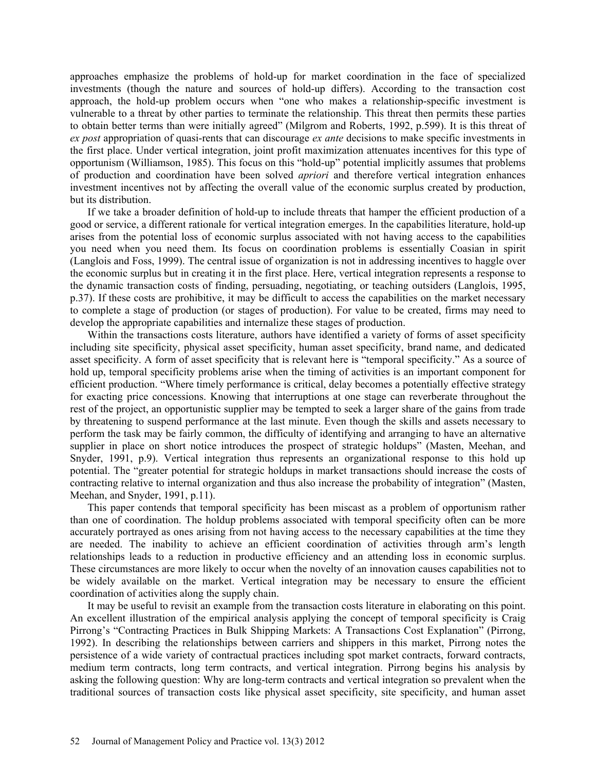approaches emphasize the problems of hold-up for market coordination in the face of specialized investments (though the nature and sources of hold-up differs). According to the transaction cost approach, the hold-up problem occurs when "one who makes a relationship-specific investment is vulnerable to a threat by other parties to terminate the relationship. This threat then permits these parties to obtain better terms than were initially agreed" (Milgrom and Roberts, 1992, p.599). It is this threat of *ex post* appropriation of quasi-rents that can discourage *ex ante* decisions to make specific investments in the first place. Under vertical integration, joint profit maximization attenuates incentives for this type of opportunism (Williamson, 1985). This focus on this "hold-up" potential implicitly assumes that problems of production and coordination have been solved *apriori* and therefore vertical integration enhances investment incentives not by affecting the overall value of the economic surplus created by production, but its distribution.

If we take a broader definition of hold-up to include threats that hamper the efficient production of a good or service, a different rationale for vertical integration emerges. In the capabilities literature, hold-up arises from the potential loss of economic surplus associated with not having access to the capabilities you need when you need them. Its focus on coordination problems is essentially Coasian in spirit (Langlois and Foss, 1999). The central issue of organization is not in addressing incentives to haggle over the economic surplus but in creating it in the first place. Here, vertical integration represents a response to the dynamic transaction costs of finding, persuading, negotiating, or teaching outsiders (Langlois, 1995, p.37). If these costs are prohibitive, it may be difficult to access the capabilities on the market necessary to complete a stage of production (or stages of production). For value to be created, firms may need to develop the appropriate capabilities and internalize these stages of production.

Within the transactions costs literature, authors have identified a variety of forms of asset specificity including site specificity, physical asset specificity, human asset specificity, brand name, and dedicated asset specificity. A form of asset specificity that is relevant here is "temporal specificity." As a source of hold up, temporal specificity problems arise when the timing of activities is an important component for efficient production. "Where timely performance is critical, delay becomes a potentially effective strategy for exacting price concessions. Knowing that interruptions at one stage can reverberate throughout the rest of the project, an opportunistic supplier may be tempted to seek a larger share of the gains from trade by threatening to suspend performance at the last minute. Even though the skills and assets necessary to perform the task may be fairly common, the difficulty of identifying and arranging to have an alternative supplier in place on short notice introduces the prospect of strategic holdups" (Masten, Meehan, and Snyder, 1991, p.9). Vertical integration thus represents an organizational response to this hold up potential. The "greater potential for strategic holdups in market transactions should increase the costs of contracting relative to internal organization and thus also increase the probability of integration" (Masten, Meehan, and Snyder, 1991, p.11).

This paper contends that temporal specificity has been miscast as a problem of opportunism rather than one of coordination. The holdup problems associated with temporal specificity often can be more accurately portrayed as ones arising from not having access to the necessary capabilities at the time they are needed. The inability to achieve an efficient coordination of activities through arm's length relationships leads to a reduction in productive efficiency and an attending loss in economic surplus. These circumstances are more likely to occur when the novelty of an innovation causes capabilities not to be widely available on the market. Vertical integration may be necessary to ensure the efficient coordination of activities along the supply chain.

It may be useful to revisit an example from the transaction costs literature in elaborating on this point. An excellent illustration of the empirical analysis applying the concept of temporal specificity is Craig Pirrong's "Contracting Practices in Bulk Shipping Markets: A Transactions Cost Explanation" (Pirrong, 1992). In describing the relationships between carriers and shippers in this market, Pirrong notes the persistence of a wide variety of contractual practices including spot market contracts, forward contracts, medium term contracts, long term contracts, and vertical integration. Pirrong begins his analysis by asking the following question: Why are long-term contracts and vertical integration so prevalent when the traditional sources of transaction costs like physical asset specificity, site specificity, and human asset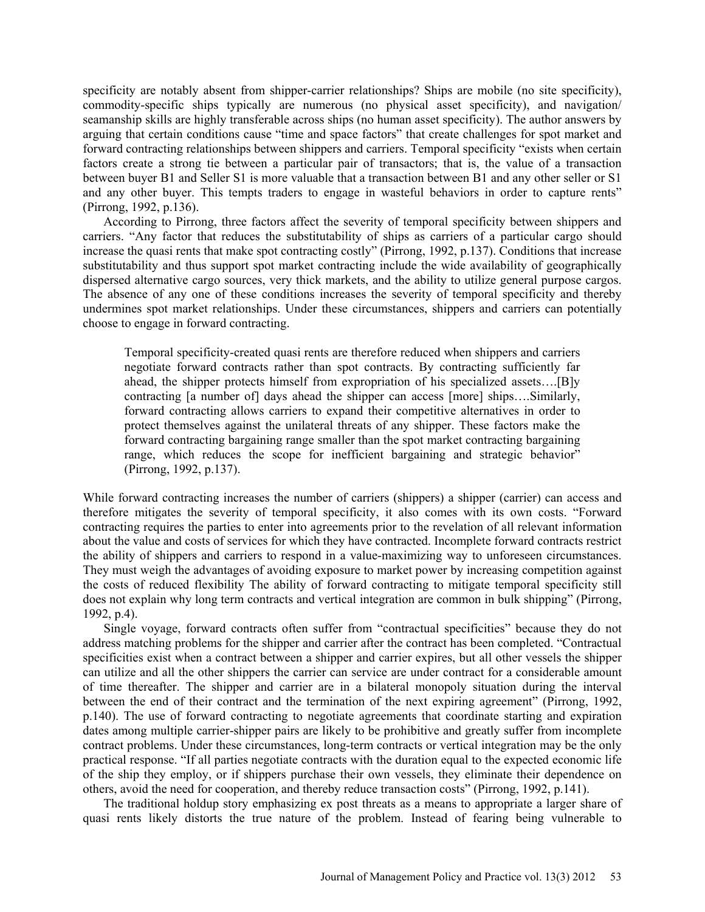specificity are notably absent from shipper-carrier relationships? Ships are mobile (no site specificity), commodity-specific ships typically are numerous (no physical asset specificity), and navigation/ seamanship skills are highly transferable across ships (no human asset specificity). The author answers by arguing that certain conditions cause "time and space factors" that create challenges for spot market and forward contracting relationships between shippers and carriers. Temporal specificity "exists when certain factors create a strong tie between a particular pair of transactors; that is, the value of a transaction between buyer B1 and Seller S1 is more valuable that a transaction between B1 and any other seller or S1 and any other buyer. This tempts traders to engage in wasteful behaviors in order to capture rents" (Pirrong, 1992, p.136).

According to Pirrong, three factors affect the severity of temporal specificity between shippers and carriers. "Any factor that reduces the substitutability of ships as carriers of a particular cargo should increase the quasi rents that make spot contracting costly" (Pirrong, 1992, p.137). Conditions that increase substitutability and thus support spot market contracting include the wide availability of geographically dispersed alternative cargo sources, very thick markets, and the ability to utilize general purpose cargos. The absence of any one of these conditions increases the severity of temporal specificity and thereby undermines spot market relationships. Under these circumstances, shippers and carriers can potentially choose to engage in forward contracting.

> Temporal specificity-created quasi rents are therefore reduced when shippers and carriers negotiate forward contracts rather than spot contracts. By contracting sufficiently far ahead, the shipper protects himself from expropriation of his specialized assets….[B]y contracting [a number of] days ahead the shipper can access [more] ships….Similarly, forward contracting allows carriers to expand their competitive alternatives in order to protect themselves against the unilateral threats of any shipper. These factors make the forward contracting bargaining range smaller than the spot market contracting bargaining range, which reduces the scope for inefficient bargaining and strategic behavior" (Pirrong, 1992, p.137).

While forward contracting increases the number of carriers (shippers) a shipper (carrier) can access and therefore mitigates the severity of temporal specificity, it also comes with its own costs. "Forward contracting requires the parties to enter into agreements prior to the revelation of all relevant information about the value and costs of services for which they have contracted. Incomplete forward contracts restrict the ability of shippers and carriers to respond in a value-maximizing way to unforeseen circumstances. They must weigh the advantages of avoiding exposure to market power by increasing competition against the costs of reduced flexibility The ability of forward contracting to mitigate temporal specificity still does not explain why long term contracts and vertical integration are common in bulk shipping" (Pirrong, 1992, p.4).

Single voyage, forward contracts often suffer from "contractual specificities" because they do not address matching problems for the shipper and carrier after the contract has been completed. "Contractual specificities exist when a contract between a shipper and carrier expires, but all other vessels the shipper can utilize and all the other shippers the carrier can service are under contract for a considerable amount of time thereafter. The shipper and carrier are in a bilateral monopoly situation during the interval between the end of their contract and the termination of the next expiring agreement" (Pirrong, 1992, p.140). The use of forward contracting to negotiate agreements that coordinate starting and expiration dates among multiple carrier-shipper pairs are likely to be prohibitive and greatly suffer from incomplete contract problems. Under these circumstances, long-term contracts or vertical integration may be the only practical response. "If all parties negotiate contracts with the duration equal to the expected economic life of the ship they employ, or if shippers purchase their own vessels, they eliminate their dependence on others, avoid the need for cooperation, and thereby reduce transaction costs" (Pirrong, 1992, p.141).

The traditional holdup story emphasizing ex post threats as a means to appropriate a larger share of quasi rents likely distorts the true nature of the problem. Instead of fearing being vulnerable to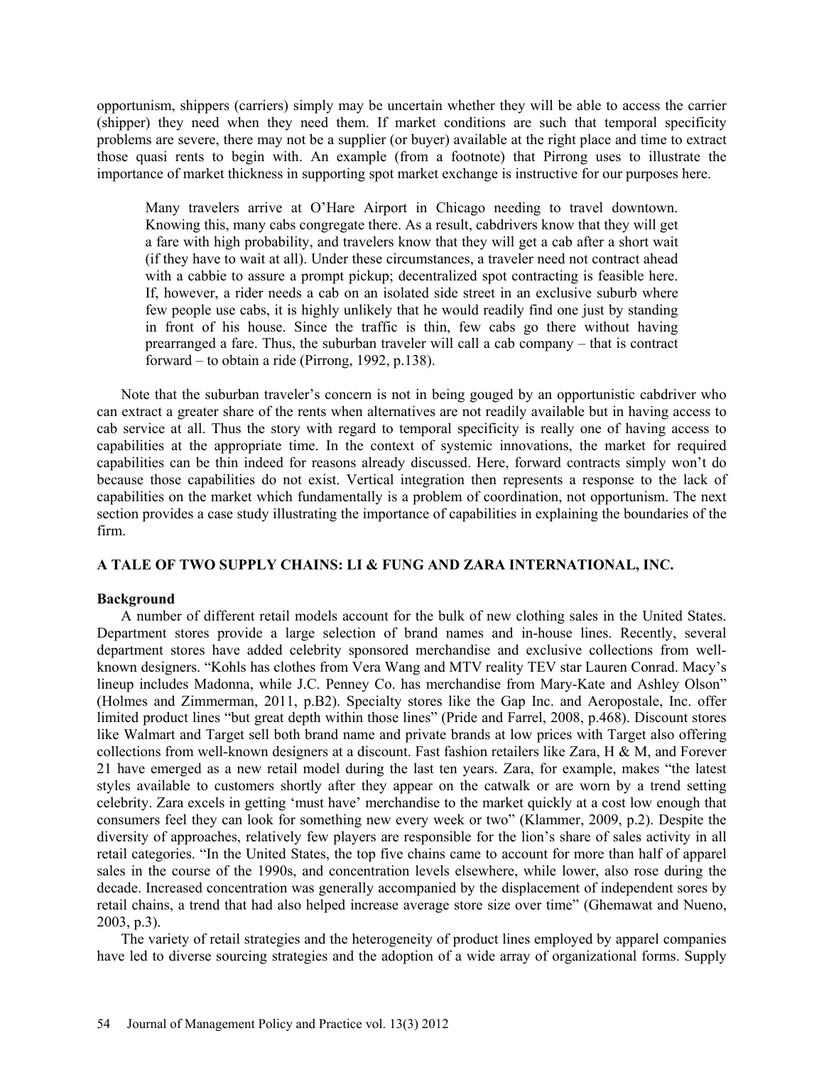opportunism, shippers (carriers) simply may be uncertain whether they will be able to access the carrier (shipper) they need when they need them. If market conditions are such that temporal specificity problems are severe, there may not be a supplier (or buyer) available at the right place and time to extract those quasi rents to begin with. An example (from a footnote) that Pirrong uses to illustrate the importance of market thickness in supporting spot market exchange is instructive for our purposes here.

> Many travelers arrive at O'Hare Airport in Chicago needing to travel downtown. Knowing this, many cabs congregate there. As a result, cabdrivers know that they will get a fare with high probability, and travelers know that they will get a cab after a short wait (if they have to wait at all). Under these circumstances, a traveler need not contract ahead with a cabbie to assure a prompt pickup; decentralized spot contracting is feasible here. If, however, a rider needs a cab on an isolated side street in an exclusive suburb where few people use cabs, it is highly unlikely that he would readily find one just by standing in front of his house. Since the traffic is thin, few cabs go there without having prearranged a fare. Thus, the suburban traveler will call a cab company – that is contract forward – to obtain a ride (Pirrong, 1992, p.138).

Note that the suburban traveler's concern is not in being gouged by an opportunistic cabdriver who can extract a greater share of the rents when alternatives are not readily available but in having access to cab service at all. Thus the story with regard to temporal specificity is really one of having access to capabilities at the appropriate time. In the context of systemic innovations, the market for required capabilities can be thin indeed for reasons already discussed. Here, forward contracts simply won't do because those capabilities do not exist. Vertical integration then represents a response to the lack of capabilities on the market which fundamentally is a problem of coordination, not opportunism. The next section provides a case study illustrating the importance of capabilities in explaining the boundaries of the firm.

## A TALE OF TWO SUPPLY CHAINS: LI & FUNG AND ZARA INTERNATIONAL, INC.

### Background

A number of different retail models account for the bulk of new clothing sales in the United States. Department stores provide a large selection of brand names and in-house lines. Recently, several department stores have added celebrity sponsored merchandise and exclusive collections from well-known designers. "Kohls has clothes from Vera Wang and MTV reality TEV star Lauren Conrad. Macy's lineup includes Madonna, while J.C. Penney Co. has merchandise from Mary-Kate and Ashley Olson" (Holmes and Zimmerman, 2011, p.B2). Specialty stores like the Gap Inc. and Aeropostale, Inc. offer limited product lines "but great depth within those lines" (Pride and Farrel, 2008, p.468). Discount stores like Walmart and Target sell both brand name and private brands at low prices with Target also offering collections from well-known designers at a discount. Fast fashion retailers like Zara, H & M, and Forever 21 have emerged as a new retail model during the last ten years. Zara, for example, makes "the latest styles available to customers shortly after they appear on the catwalk or are worn by a trend setting celebrity. Zara excels in getting 'must have' merchandise to the market quickly at a cost low enough that consumers feel they can look for something new every week or two" (Klammer, 2009, p.2). Despite the diversity of approaches, relatively few players are responsible for the lion's share of sales activity in all retail categories. "In the United States, the top five chains came to account for more than half of apparel sales in the course of the 1990s, and concentration levels elsewhere, while lower, also rose during the decade. Increased concentration was generally accompanied by the displacement of independent sores by retail chains, a trend that had also helped increase average store size over time" (Ghemawat and Nueno, 2003, p.3).

The variety of retail strategies and the heterogeneity of product lines employed by apparel companies have led to diverse sourcing strategies and the adoption of a wide array of organizational forms. Supply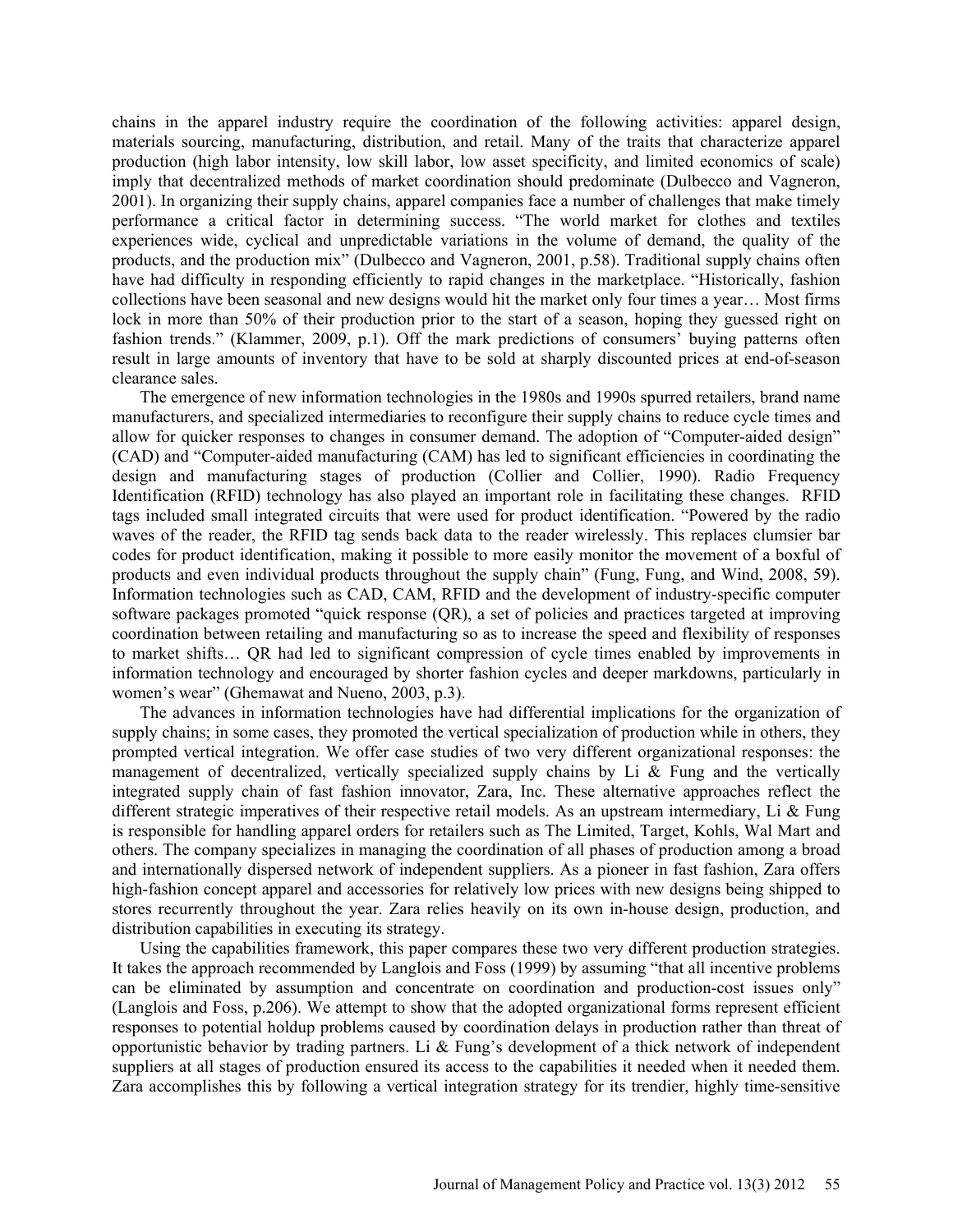chains in the apparel industry require the coordination of the following activities: apparel design, materials sourcing, manufacturing, distribution, and retail. Many of the traits that characterize apparel production (high labor intensity, low skill labor, low asset specificity, and limited economics of scale) imply that decentralized methods of market coordination should predominate (Dulbecco and Vagneron, 2001). In organizing their supply chains, apparel companies face a number of challenges that make timely performance a critical factor in determining success. "The world market for clothes and textiles experiences wide, cyclical and unpredictable variations in the volume of demand, the quality of the products, and the production mix" (Dulbecco and Vagneron, 2001, p.58). Traditional supply chains often have had difficulty in responding efficiently to rapid changes in the marketplace. "Historically, fashion collections have been seasonal and new designs would hit the market only four times a year… Most firms lock in more than 50% of their production prior to the start of a season, hoping they guessed right on fashion trends." (Klammer, 2009, p.1). Off the mark predictions of consumers' buying patterns often result in large amounts of inventory that have to be sold at sharply discounted prices at end-of-season clearance sales.

The emergence of new information technologies in the 1980s and 1990s spurred retailers, brand name manufacturers, and specialized intermediaries to reconfigure their supply chains to reduce cycle times and allow for quicker responses to changes in consumer demand. The adoption of "Computer-aided design" (CAD) and "Computer-aided manufacturing (CAM) has led to significant efficiencies in coordinating the design and manufacturing stages of production (Collier and Collier, 1990). Radio Frequency Identification (RFID) technology has also played an important role in facilitating these changes. RFID tags included small integrated circuits that were used for product identification. "Powered by the radio waves of the reader, the RFID tag sends back data to the reader wirelessly. This replaces clumsier bar codes for product identification, making it possible to more easily monitor the movement of a boxful of products and even individual products throughout the supply chain" (Fung, Fung, and Wind, 2008, 59). Information technologies such as CAD, CAM, RFID and the development of industry-specific computer software packages promoted "quick response (QR), a set of policies and practices targeted at improving coordination between retailing and manufacturing so as to increase the speed and flexibility of responses to market shifts… QR had led to significant compression of cycle times enabled by improvements in information technology and encouraged by shorter fashion cycles and deeper markdowns, particularly in women's wear" (Ghemawat and Nueno, 2003, p.3).

The advances in information technologies have had differential implications for the organization of supply chains; in some cases, they promoted the vertical specialization of production while in others, they prompted vertical integration. We offer case studies of two very different organizational responses: the management of decentralized, vertically specialized supply chains by Li & Fung and the vertically integrated supply chain of fast fashion innovator, Zara, Inc. These alternative approaches reflect the different strategic imperatives of their respective retail models. As an upstream intermediary, Li & Fung is responsible for handling apparel orders for retailers such as The Limited, Target, Kohls, Wal Mart and others. The company specializes in managing the coordination of all phases of production among a broad and internationally dispersed network of independent suppliers. As a pioneer in fast fashion, Zara offers high-fashion concept apparel and accessories for relatively low prices with new designs being shipped to stores recurrently throughout the year. Zara relies heavily on its own in-house design, production, and distribution capabilities in executing its strategy.

Using the capabilities framework, this paper compares these two very different production strategies. It takes the approach recommended by Langlois and Foss (1999) by assuming "that all incentive problems can be eliminated by assumption and concentrate on coordination and production-cost issues only" (Langlois and Foss, p.206). We attempt to show that the adopted organizational forms represent efficient responses to potential holdup problems caused by coordination delays in production rather than threat of opportunistic behavior by trading partners. Li & Fung's development of a thick network of independent suppliers at all stages of production ensured its access to the capabilities it needed when it needed them. Zara accomplishes this by following a vertical integration strategy for its trendier, highly time-sensitive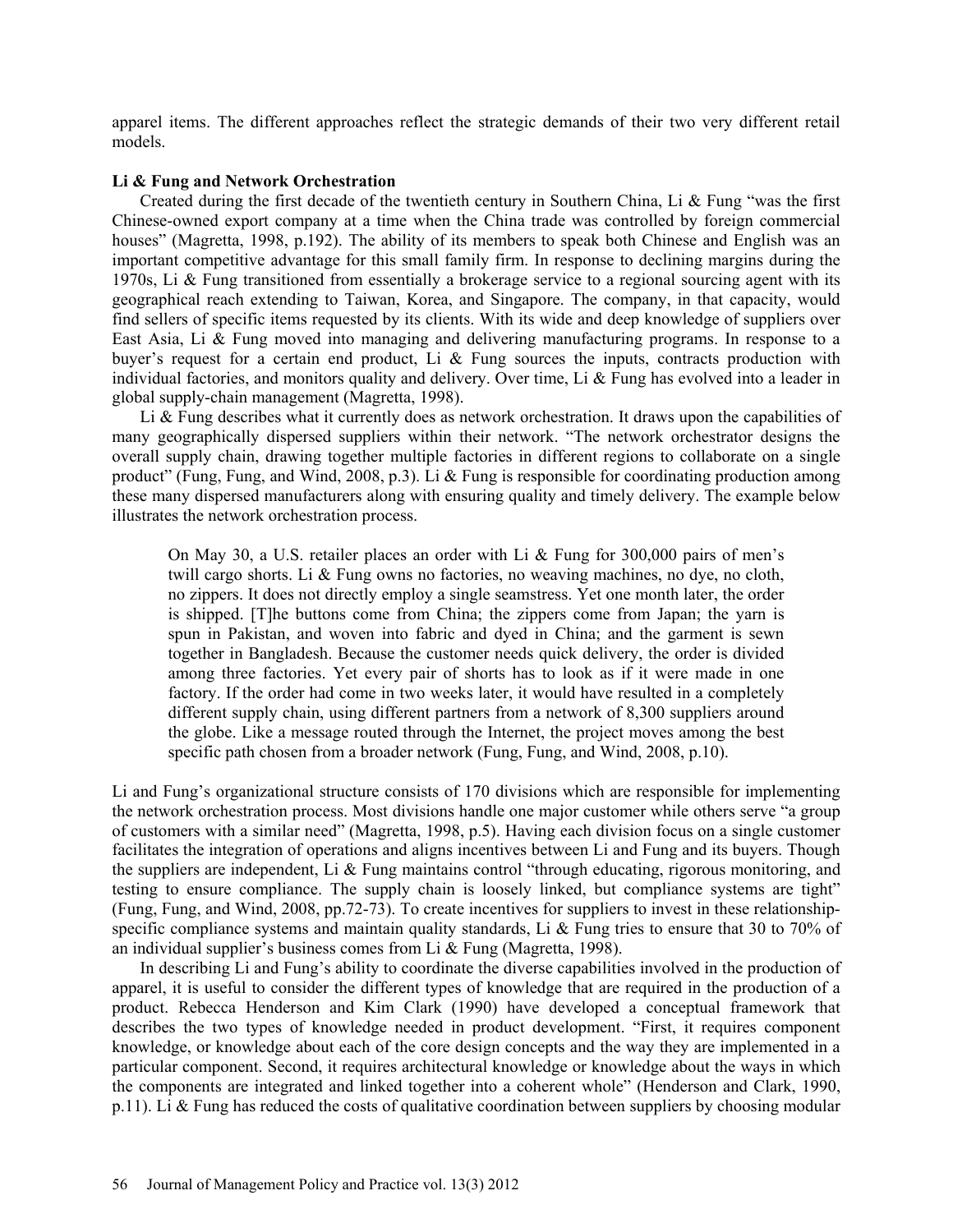apparel items. The different approaches reflect the strategic demands of their two very different retail models.

**Li & Fung and Network Orchestration**

Created during the first decade of the twentieth century in Southern China, Li & Fung "was the first Chinese-owned export company at a time when the China trade was controlled by foreign commercial houses" (Magretta, 1998, p.192). The ability of its members to speak both Chinese and English was an important competitive advantage for this small family firm. In response to declining margins during the 1970s, Li & Fung transitioned from essentially a brokerage service to a regional sourcing agent with its geographical reach extending to Taiwan, Korea, and Singapore. The company, in that capacity, would find sellers of specific items requested by its clients. With its wide and deep knowledge of suppliers over East Asia, Li & Fung moved into managing and delivering manufacturing programs. In response to a buyer's request for a certain end product, Li & Fung sources the inputs, contracts production with individual factories, and monitors quality and delivery. Over time, Li & Fung has evolved into a leader in global supply-chain management (Magretta, 1998).

Li & Fung describes what it currently does as network orchestration. It draws upon the capabilities of many geographically dispersed suppliers within their network. "The network orchestrator designs the overall supply chain, drawing together multiple factories in different regions to collaborate on a single product" (Fung, Fung, and Wind, 2008, p.3). Li & Fung is responsible for coordinating production among these many dispersed manufacturers along with ensuring quality and timely delivery. The example below illustrates the network orchestration process.

> On May 30, a U.S. retailer places an order with Li & Fung for 300,000 pairs of men's twill cargo shorts. Li & Fung owns no factories, no weaving machines, no dye, no cloth, no zippers. It does not directly employ a single seamstress. Yet one month later, the order is shipped. [T]he buttons come from China; the zippers come from Japan; the yarn is spun in Pakistan, and woven into fabric and dyed in China; and the garment is sewn together in Bangladesh. Because the customer needs quick delivery, the order is divided among three factories. Yet every pair of shorts has to look as if it were made in one factory. If the order had come in two weeks later, it would have resulted in a completely different supply chain, using different partners from a network of 8,300 suppliers around the globe. Like a message routed through the Internet, the project moves among the best specific path chosen from a broader network (Fung, Fung, and Wind, 2008, p.10).

Li and Fung's organizational structure consists of 170 divisions which are responsible for implementing the network orchestration process. Most divisions handle one major customer while others serve "a group of customers with a similar need" (Magretta, 1998, p.5). Having each division focus on a single customer facilitates the integration of operations and aligns incentives between Li and Fung and its buyers. Though the suppliers are independent, Li & Fung maintains control "through educating, rigorous monitoring, and testing to ensure compliance. The supply chain is loosely linked, but compliance systems are tight" (Fung, Fung, and Wind, 2008, pp.72-73). To create incentives for suppliers to invest in these relationship-specific compliance systems and maintain quality standards, Li & Fung tries to ensure that 30 to 70% of an individual supplier's business comes from Li & Fung (Magretta, 1998).

In describing Li and Fung's ability to coordinate the diverse capabilities involved in the production of apparel, it is useful to consider the different types of knowledge that are required in the production of a product. Rebecca Henderson and Kim Clark (1990) have developed a conceptual framework that describes the two types of knowledge needed in product development. "First, it requires component knowledge, or knowledge about each of the core design concepts and the way they are implemented in a particular component. Second, it requires architectural knowledge or knowledge about the ways in which the components are integrated and linked together into a coherent whole" (Henderson and Clark, 1990, p.11). Li & Fung has reduced the costs of qualitative coordination between suppliers by choosing modular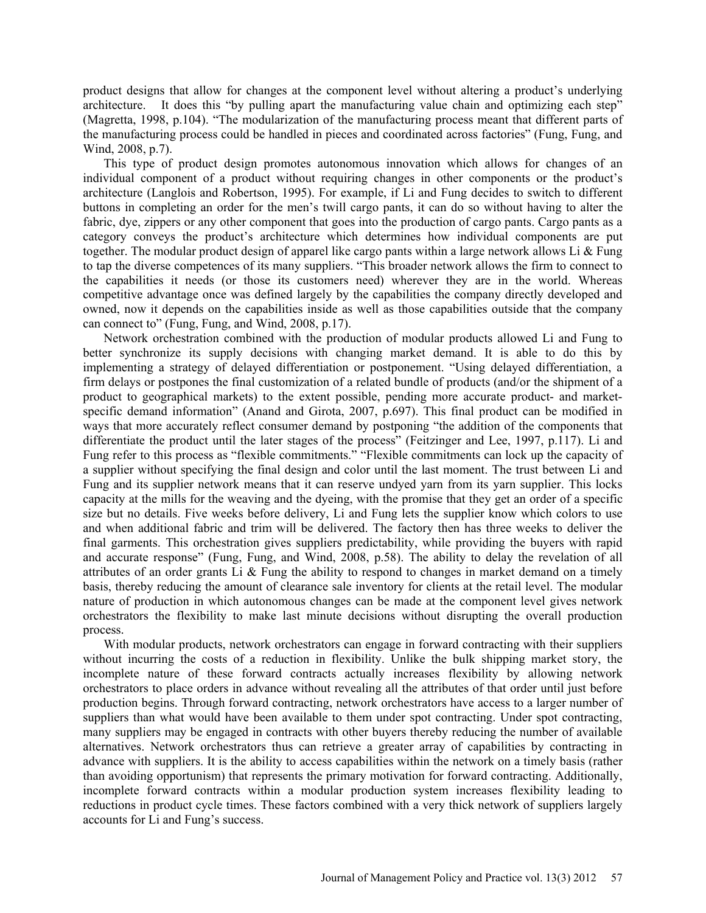product designs that allow for changes at the component level without altering a product's underlying architecture. It does this "by pulling apart the manufacturing value chain and optimizing each step" (Magretta, 1998, p.104). "The modularization of the manufacturing process meant that different parts of the manufacturing process could be handled in pieces and coordinated across factories" (Fung, Fung, and Wind, 2008, p.7).

This type of product design promotes autonomous innovation which allows for changes of an individual component of a product without requiring changes in other components or the product's architecture (Langlois and Robertson, 1995). For example, if Li and Fung decides to switch to different buttons in completing an order for the men's twill cargo pants, it can do so without having to alter the fabric, dye, zippers or any other component that goes into the production of cargo pants. Cargo pants as a category conveys the product's architecture which determines how individual components are put together. The modular product design of apparel like cargo pants within a large network allows Li & Fung to tap the diverse competences of its many suppliers. "This broader network allows the firm to connect to the capabilities it needs (or those its customers need) wherever they are in the world. Whereas competitive advantage once was defined largely by the capabilities the company directly developed and owned, now it depends on the capabilities inside as well as those capabilities outside that the company can connect to" (Fung, Fung, and Wind, 2008, p.17).

Network orchestration combined with the production of modular products allowed Li and Fung to better synchronize its supply decisions with changing market demand. It is able to do this by implementing a strategy of delayed differentiation or postponement. "Using delayed differentiation, a firm delays or postpones the final customization of a related bundle of products (and/or the shipment of a product to geographical markets) to the extent possible, pending more accurate product- and market-specific demand information" (Anand and Girota, 2007, p.697). This final product can be modified in ways that more accurately reflect consumer demand by postponing "the addition of the components that differentiate the product until the later stages of the process" (Feitzinger and Lee, 1997, p.117). Li and Fung refer to this process as "flexible commitments." "Flexible commitments can lock up the capacity of a supplier without specifying the final design and color until the last moment. The trust between Li and Fung and its supplier network means that it can reserve undyed yarn from its yarn supplier. This locks capacity at the mills for the weaving and the dyeing, with the promise that they get an order of a specific size but no details. Five weeks before delivery, Li and Fung lets the supplier know which colors to use and when additional fabric and trim will be delivered. The factory then has three weeks to deliver the final garments. This orchestration gives suppliers predictability, while providing the buyers with rapid and accurate response" (Fung, Fung, and Wind, 2008, p.58). The ability to delay the revelation of all attributes of an order grants Li & Fung the ability to respond to changes in market demand on a timely basis, thereby reducing the amount of clearance sale inventory for clients at the retail level. The modular nature of production in which autonomous changes can be made at the component level gives network orchestrators the flexibility to make last minute decisions without disrupting the overall production process.

With modular products, network orchestrators can engage in forward contracting with their suppliers without incurring the costs of a reduction in flexibility. Unlike the bulk shipping market story, the incomplete nature of these forward contracts actually increases flexibility by allowing network orchestrators to place orders in advance without revealing all the attributes of that order until just before production begins. Through forward contracting, network orchestrators have access to a larger number of suppliers than what would have been available to them under spot contracting. Under spot contracting, many suppliers may be engaged in contracts with other buyers thereby reducing the number of available alternatives. Network orchestrators thus can retrieve a greater array of capabilities by contracting in advance with suppliers. It is the ability to access capabilities within the network on a timely basis (rather than avoiding opportunism) that represents the primary motivation for forward contracting. Additionally, incomplete forward contracts within a modular production system increases flexibility leading to reductions in product cycle times. These factors combined with a very thick network of suppliers largely accounts for Li and Fung's success.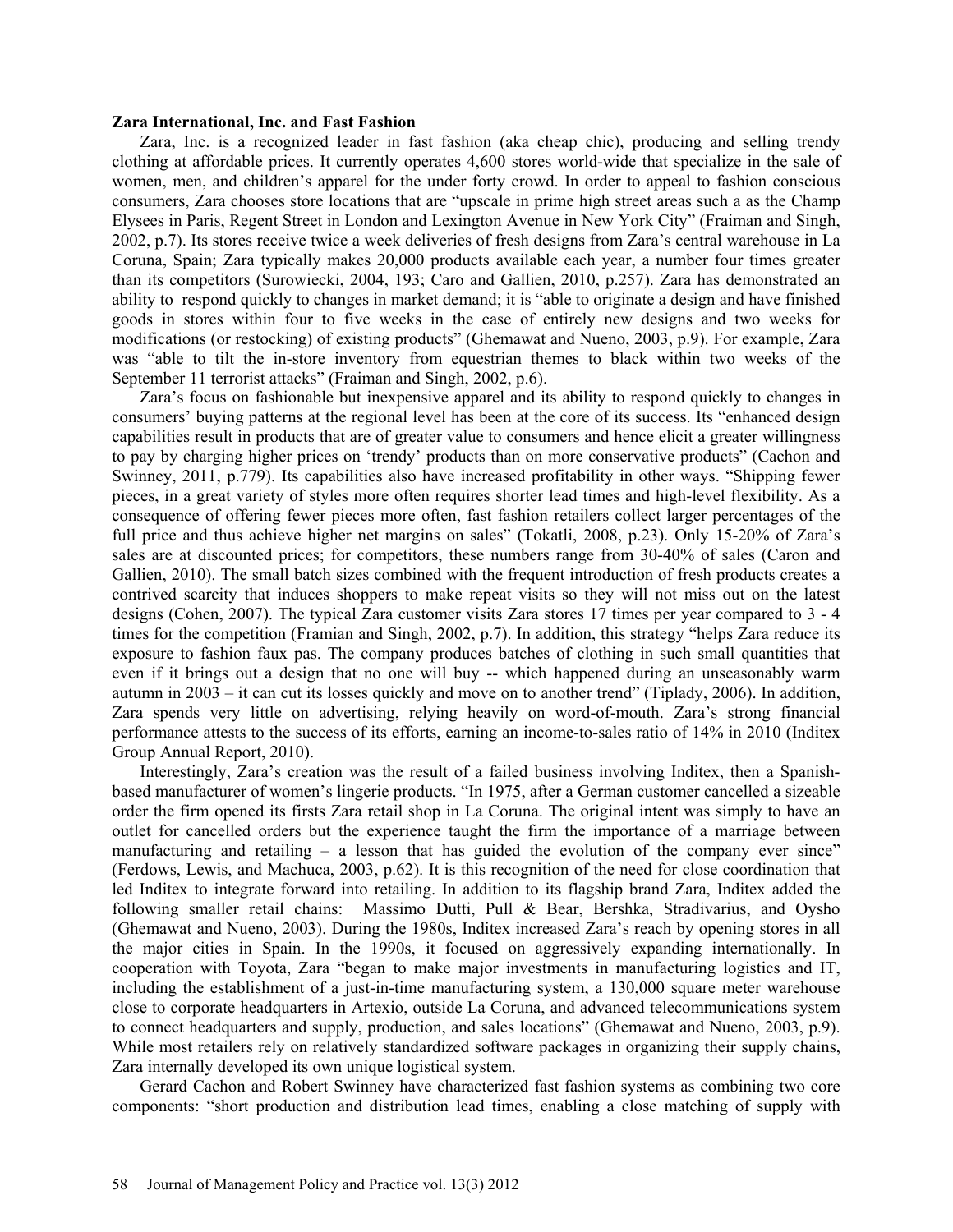**Zara International, Inc. and Fast Fashion**

Zara, Inc. is a recognized leader in fast fashion (aka cheap chic), producing and selling trendy clothing at affordable prices. It currently operates 4,600 stores world-wide that specialize in the sale of women, men, and children's apparel for the under forty crowd. In order to appeal to fashion conscious consumers, Zara chooses store locations that are "upscale in prime high street areas such a as the Champ Elysees in Paris, Regent Street in London and Lexington Avenue in New York City" (Fraiman and Singh, 2002, p.7). Its stores receive twice a week deliveries of fresh designs from Zara's central warehouse in La Coruna, Spain; Zara typically makes 20,000 products available each year, a number four times greater than its competitors (Surowiecki, 2004, 193; Caro and Gallien, 2010, p.257). Zara has demonstrated an ability to respond quickly to changes in market demand; it is "able to originate a design and have finished goods in stores within four to five weeks in the case of entirely new designs and two weeks for modifications (or restocking) of existing products" (Ghemawat and Nueno, 2003, p.9). For example, Zara was "able to tilt the in-store inventory from equestrian themes to black within two weeks of the September 11 terrorist attacks" (Fraiman and Singh, 2002, p.6).

Zara's focus on fashionable but inexpensive apparel and its ability to respond quickly to changes in consumers' buying patterns at the regional level has been at the core of its success. Its "enhanced design capabilities result in products that are of greater value to consumers and hence elicit a greater willingness to pay by charging higher prices on 'trendy' products than on more conservative products" (Cachon and Swinney, 2011, p.779). Its capabilities also have increased profitability in other ways. "Shipping fewer pieces, in a great variety of styles more often requires shorter lead times and high-level flexibility. As a consequence of offering fewer pieces more often, fast fashion retailers collect larger percentages of the full price and thus achieve higher net margins on sales" (Tokatli, 2008, p.23). Only 15-20% of Zara's sales are at discounted prices; for competitors, these numbers range from 30-40% of sales (Caron and Gallien, 2010). The small batch sizes combined with the frequent introduction of fresh products creates a contrived scarcity that induces shoppers to make repeat visits so they will not miss out on the latest designs (Cohen, 2007). The typical Zara customer visits Zara stores 17 times per year compared to 3 - 4 times for the competition (Framian and Singh, 2002, p.7). In addition, this strategy "helps Zara reduce its exposure to fashion faux pas. The company produces batches of clothing in such small quantities that even if it brings out a design that no one will buy -- which happened during an unseasonably warm autumn in 2003 – it can cut its losses quickly and move on to another trend" (Tiplady, 2006). In addition, Zara spends very little on advertising, relying heavily on word-of-mouth. Zara's strong financial performance attests to the success of its efforts, earning an income-to-sales ratio of 14% in 2010 (Inditex Group Annual Report, 2010).

Interestingly, Zara's creation was the result of a failed business involving Inditex, then a Spanish-based manufacturer of women's lingerie products. "In 1975, after a German customer cancelled a sizeable order the firm opened its firsts Zara retail shop in La Coruna. The original intent was simply to have an outlet for cancelled orders but the experience taught the firm the importance of a marriage between manufacturing and retailing – a lesson that has guided the evolution of the company ever since" (Ferdows, Lewis, and Machuca, 2003, p.62). It is this recognition of the need for close coordination that led Inditex to integrate forward into retailing. In addition to its flagship brand Zara, Inditex added the following smaller retail chains: Massimo Dutti, Pull & Bear, Bershka, Stradivarius, and Oysho (Ghemawat and Nueno, 2003). During the 1980s, Inditex increased Zara's reach by opening stores in all the major cities in Spain. In the 1990s, it focused on aggressively expanding internationally. In cooperation with Toyota, Zara "began to make major investments in manufacturing logistics and IT, including the establishment of a just-in-time manufacturing system, a 130,000 square meter warehouse close to corporate headquarters in Artexio, outside La Coruna, and advanced telecommunications system to connect headquarters and supply, production, and sales locations" (Ghemawat and Nueno, 2003, p.9). While most retailers rely on relatively standardized software packages in organizing their supply chains, Zara internally developed its own unique logistical system.

Gerard Cachon and Robert Swinney have characterized fast fashion systems as combining two core components: "short production and distribution lead times, enabling a close matching of supply with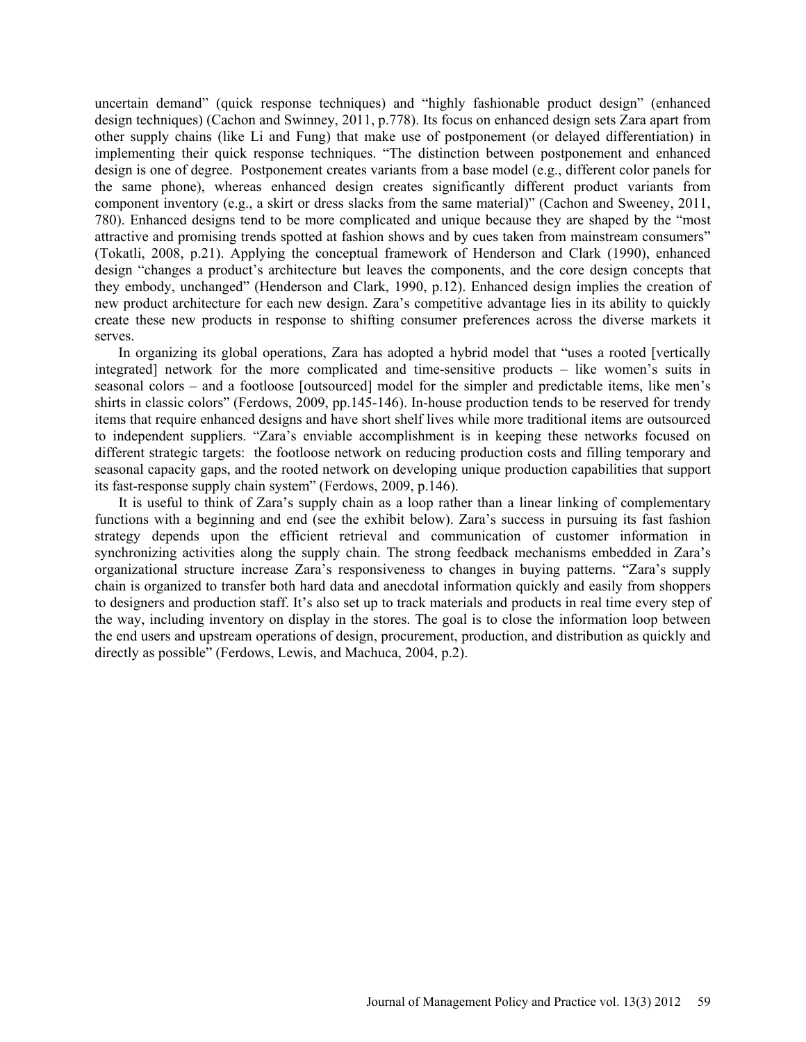uncertain demand" (quick response techniques) and "highly fashionable product design" (enhanced design techniques) (Cachon and Swinney, 2011, p.778). Its focus on enhanced design sets Zara apart from other supply chains (like Li and Fung) that make use of postponement (or delayed differentiation) in implementing their quick response techniques. "The distinction between postponement and enhanced design is one of degree. Postponement creates variants from a base model (e.g., different color panels for the same phone), whereas enhanced design creates significantly different product variants from component inventory (e.g., a skirt or dress slacks from the same material)" (Cachon and Sweeney, 2011, 780). Enhanced designs tend to be more complicated and unique because they are shaped by the "most attractive and promising trends spotted at fashion shows and by cues taken from mainstream consumers" (Tokatli, 2008, p.21). Applying the conceptual framework of Henderson and Clark (1990), enhanced design "changes a product's architecture but leaves the components, and the core design concepts that they embody, unchanged" (Henderson and Clark, 1990, p.12). Enhanced design implies the creation of new product architecture for each new design. Zara's competitive advantage lies in its ability to quickly create these new products in response to shifting consumer preferences across the diverse markets it serves.

In organizing its global operations, Zara has adopted a hybrid model that "uses a rooted [vertically integrated] network for the more complicated and time-sensitive products – like women's suits in seasonal colors – and a footloose [outsourced] model for the simpler and predictable items, like men's shirts in classic colors" (Ferdows, 2009, pp.145-146). In-house production tends to be reserved for trendy items that require enhanced designs and have short shelf lives while more traditional items are outsourced to independent suppliers. "Zara's enviable accomplishment is in keeping these networks focused on different strategic targets: the footloose network on reducing production costs and filling temporary and seasonal capacity gaps, and the rooted network on developing unique production capabilities that support its fast-response supply chain system" (Ferdows, 2009, p.146).

It is useful to think of Zara's supply chain as a loop rather than a linear linking of complementary functions with a beginning and end (see the exhibit below). Zara's success in pursuing its fast fashion strategy depends upon the efficient retrieval and communication of customer information in synchronizing activities along the supply chain. The strong feedback mechanisms embedded in Zara's organizational structure increase Zara's responsiveness to changes in buying patterns. "Zara's supply chain is organized to transfer both hard data and anecdotal information quickly and easily from shoppers to designers and production staff. It's also set up to track materials and products in real time every step of the way, including inventory on display in the stores. The goal is to close the information loop between the end users and upstream operations of design, procurement, production, and distribution as quickly and directly as possible" (Ferdows, Lewis, and Machuca, 2004, p.2).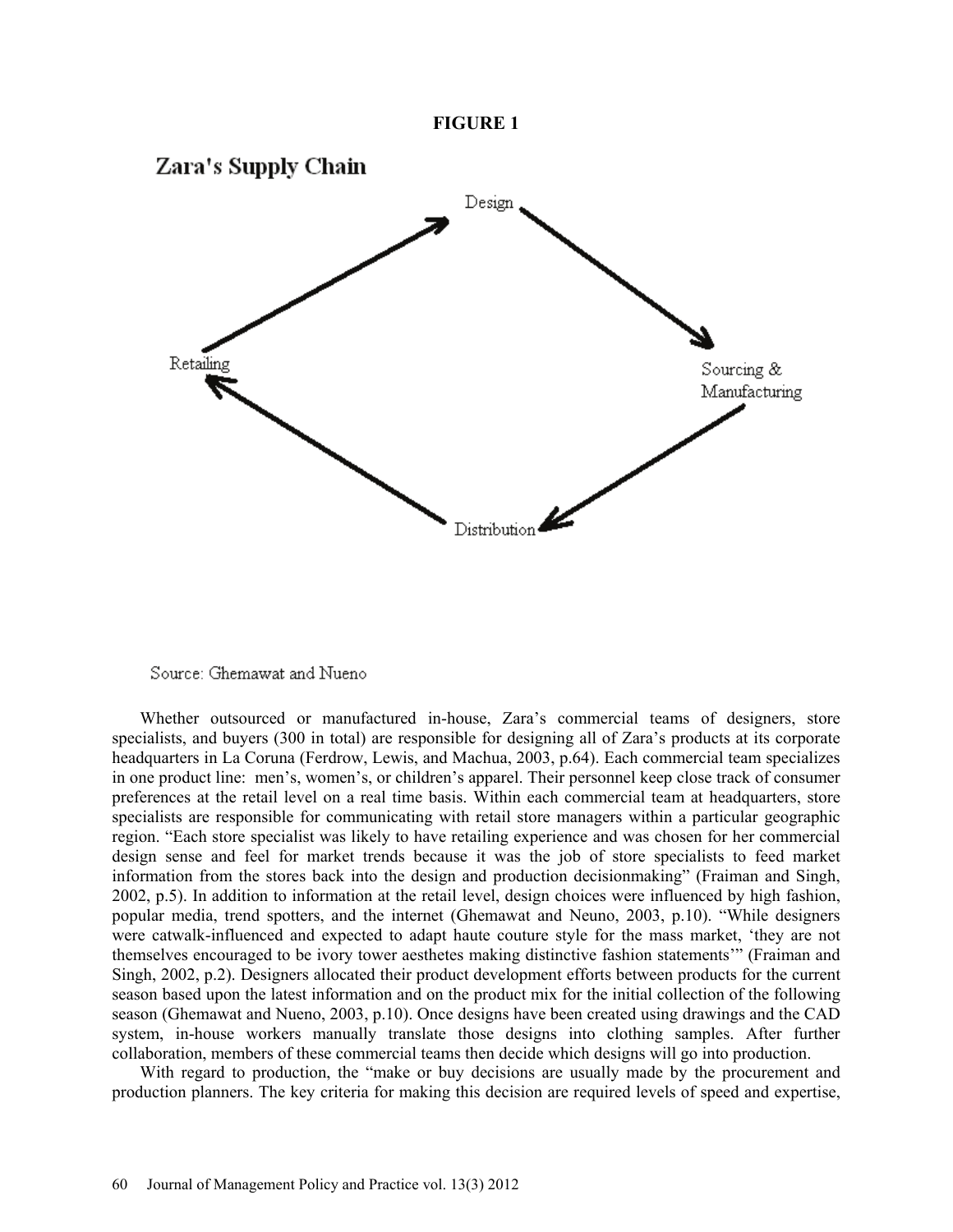**FIGURE 1**

Zara's Supply Chain

Design → Sourcing & Manufacturing → Distribution → Retailing → Design

Source: Ghemawat and Nueno

Whether outsourced or manufactured in-house, Zara's commercial teams of designers, store specialists, and buyers (300 in total) are responsible for designing all of Zara's products at its corporate headquarters in La Coruna (Ferdrow, Lewis, and Machua, 2003, p.64). Each commercial team specializes in one product line: men's, women's, or children's apparel. Their personnel keep close track of consumer preferences at the retail level on a real time basis. Within each commercial team at headquarters, store specialists are responsible for communicating with retail store managers within a particular geographic region. "Each store specialist was likely to have retailing experience and was chosen for her commercial design sense and feel for market trends because it was the job of store specialists to feed market information from the stores back into the design and production decisionmaking" (Fraiman and Singh, 2002, p.5). In addition to information at the retail level, design choices were influenced by high fashion, popular media, trend spotters, and the internet (Ghemawat and Neuno, 2003, p.10). "While designers were catwalk-influenced and expected to adapt haute couture style for the mass market, 'they are not themselves encouraged to be ivory tower aesthetes making distinctive fashion statements'" (Fraiman and Singh, 2002, p.2). Designers allocated their product development efforts between products for the current season based upon the latest information and on the product mix for the initial collection of the following season (Ghemawat and Nueno, 2003, p.10). Once designs have been created using drawings and the CAD system, in-house workers manually translate those designs into clothing samples. After further collaboration, members of these commercial teams then decide which designs will go into production.

With regard to production, the "make or buy decisions are usually made by the procurement and production planners. The key criteria for making this decision are required levels of speed and expertise,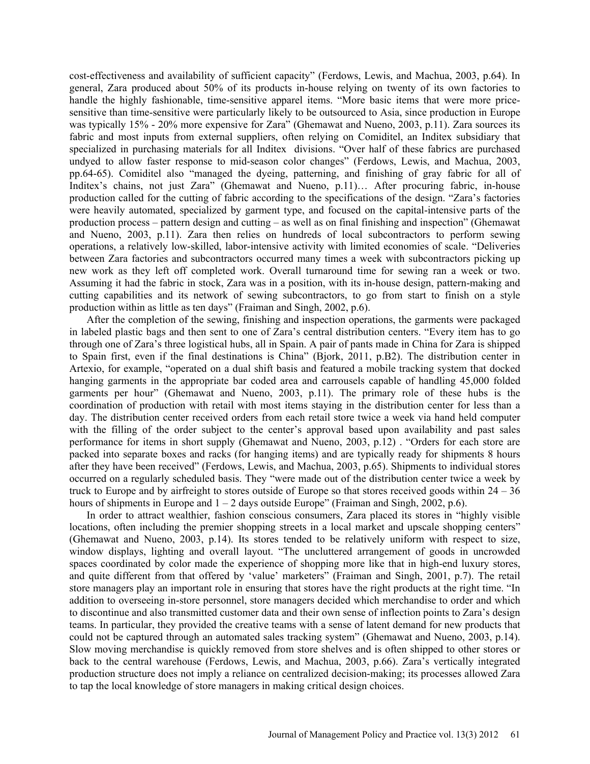cost-effectiveness and availability of sufficient capacity" (Ferdows, Lewis, and Machua, 2003, p.64). In general, Zara produced about 50% of its products in-house relying on twenty of its own factories to handle the highly fashionable, time-sensitive apparel items. "More basic items that were more price-sensitive than time-sensitive were particularly likely to be outsourced to Asia, since production in Europe was typically 15% - 20% more expensive for Zara" (Ghemawat and Nueno, 2003, p.11). Zara sources its fabric and most inputs from external suppliers, often relying on Comiditel, an Inditex subsidiary that specialized in purchasing materials for all Inditex divisions. "Over half of these fabrics are purchased undyed to allow faster response to mid-season color changes" (Ferdows, Lewis, and Machua, 2003, pp.64-65). Comiditel also "managed the dyeing, patterning, and finishing of gray fabric for all of Inditex's chains, not just Zara" (Ghemawat and Nueno, p.11)… After procuring fabric, in-house production called for the cutting of fabric according to the specifications of the design. "Zara's factories were heavily automated, specialized by garment type, and focused on the capital-intensive parts of the production process – pattern design and cutting – as well as on final finishing and inspection" (Ghemawat and Nueno, 2003, p.11). Zara then relies on hundreds of local subcontractors to perform sewing operations, a relatively low-skilled, labor-intensive activity with limited economies of scale. "Deliveries between Zara factories and subcontractors occurred many times a week with subcontractors picking up new work as they left off completed work. Overall turnaround time for sewing ran a week or two. Assuming it had the fabric in stock, Zara was in a position, with its in-house design, pattern-making and cutting capabilities and its network of sewing subcontractors, to go from start to finish on a style production within as little as ten days" (Fraiman and Singh, 2002, p.6).

After the completion of the sewing, finishing and inspection operations, the garments were packaged in labeled plastic bags and then sent to one of Zara's central distribution centers. "Every item has to go through one of Zara's three logistical hubs, all in Spain. A pair of pants made in China for Zara is shipped to Spain first, even if the final destinations is China" (Bjork, 2011, p.B2). The distribution center in Artexio, for example, "operated on a dual shift basis and featured a mobile tracking system that docked hanging garments in the appropriate bar coded area and carrousels capable of handling 45,000 folded garments per hour" (Ghemawat and Nueno, 2003, p.11). The primary role of these hubs is the coordination of production with retail with most items staying in the distribution center for less than a day. The distribution center received orders from each retail store twice a week via hand held computer with the filling of the order subject to the center's approval based upon availability and past sales performance for items in short supply (Ghemawat and Nueno, 2003, p.12) . "Orders for each store are packed into separate boxes and racks (for hanging items) and are typically ready for shipments 8 hours after they have been received" (Ferdows, Lewis, and Machua, 2003, p.65). Shipments to individual stores occurred on a regularly scheduled basis. They "were made out of the distribution center twice a week by truck to Europe and by airfreight to stores outside of Europe so that stores received goods within 24 – 36 hours of shipments in Europe and 1 – 2 days outside Europe" (Fraiman and Singh, 2002, p.6).

In order to attract wealthier, fashion conscious consumers, Zara placed its stores in "highly visible locations, often including the premier shopping streets in a local market and upscale shopping centers" (Ghemawat and Nueno, 2003, p.14). Its stores tended to be relatively uniform with respect to size, window displays, lighting and overall layout. "The uncluttered arrangement of goods in uncrowded spaces coordinated by color made the experience of shopping more like that in high-end luxury stores, and quite different from that offered by 'value' marketers" (Fraiman and Singh, 2001, p.7). The retail store managers play an important role in ensuring that stores have the right products at the right time. "In addition to overseeing in-store personnel, store managers decided which merchandise to order and which to discontinue and also transmitted customer data and their own sense of inflection points to Zara's design teams. In particular, they provided the creative teams with a sense of latent demand for new products that could not be captured through an automated sales tracking system" (Ghemawat and Nueno, 2003, p.14). Slow moving merchandise is quickly removed from store shelves and is often shipped to other stores or back to the central warehouse (Ferdows, Lewis, and Machua, 2003, p.66). Zara's vertically integrated production structure does not imply a reliance on centralized decision-making; its processes allowed Zara to tap the local knowledge of store managers in making critical design choices.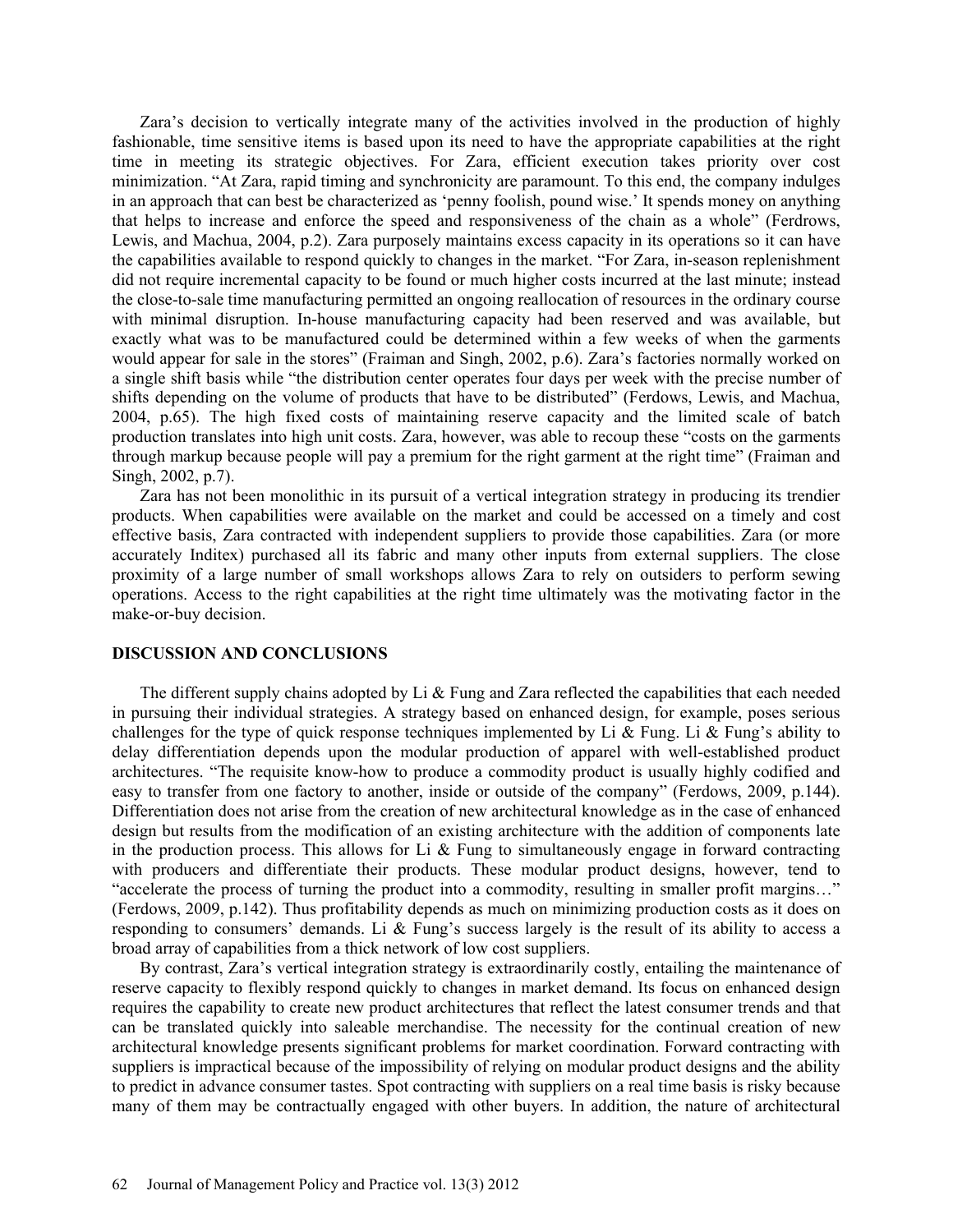Zara's decision to vertically integrate many of the activities involved in the production of highly fashionable, time sensitive items is based upon its need to have the appropriate capabilities at the right time in meeting its strategic objectives. For Zara, efficient execution takes priority over cost minimization. "At Zara, rapid timing and synchronicity are paramount. To this end, the company indulges in an approach that can best be characterized as 'penny foolish, pound wise.' It spends money on anything that helps to increase and enforce the speed and responsiveness of the chain as a whole" (Ferdrows, Lewis, and Machua, 2004, p.2). Zara purposely maintains excess capacity in its operations so it can have the capabilities available to respond quickly to changes in the market. "For Zara, in-season replenishment did not require incremental capacity to be found or much higher costs incurred at the last minute; instead the close-to-sale time manufacturing permitted an ongoing reallocation of resources in the ordinary course with minimal disruption. In-house manufacturing capacity had been reserved and was available, but exactly what was to be manufactured could be determined within a few weeks of when the garments would appear for sale in the stores" (Fraiman and Singh, 2002, p.6). Zara's factories normally worked on a single shift basis while "the distribution center operates four days per week with the precise number of shifts depending on the volume of products that have to be distributed" (Ferdows, Lewis, and Machua, 2004, p.65). The high fixed costs of maintaining reserve capacity and the limited scale of batch production translates into high unit costs. Zara, however, was able to recoup these "costs on the garments through markup because people will pay a premium for the right garment at the right time" (Fraiman and Singh, 2002, p.7).

Zara has not been monolithic in its pursuit of a vertical integration strategy in producing its trendier products. When capabilities were available on the market and could be accessed on a timely and cost effective basis, Zara contracted with independent suppliers to provide those capabilities. Zara (or more accurately Inditex) purchased all its fabric and many other inputs from external suppliers. The close proximity of a large number of small workshops allows Zara to rely on outsiders to perform sewing operations. Access to the right capabilities at the right time ultimately was the motivating factor in the make-or-buy decision.

## DISCUSSION AND CONCLUSIONS

The different supply chains adopted by Li & Fung and Zara reflected the capabilities that each needed in pursuing their individual strategies. A strategy based on enhanced design, for example, poses serious challenges for the type of quick response techniques implemented by Li & Fung. Li & Fung's ability to delay differentiation depends upon the modular production of apparel with well-established product architectures. "The requisite know-how to produce a commodity product is usually highly codified and easy to transfer from one factory to another, inside or outside of the company" (Ferdows, 2009, p.144). Differentiation does not arise from the creation of new architectural knowledge as in the case of enhanced design but results from the modification of an existing architecture with the addition of components late in the production process. This allows for Li & Fung to simultaneously engage in forward contracting with producers and differentiate their products. These modular product designs, however, tend to "accelerate the process of turning the product into a commodity, resulting in smaller profit margins…" (Ferdows, 2009, p.142). Thus profitability depends as much on minimizing production costs as it does on responding to consumers' demands. Li & Fung's success largely is the result of its ability to access a broad array of capabilities from a thick network of low cost suppliers.

By contrast, Zara's vertical integration strategy is extraordinarily costly, entailing the maintenance of reserve capacity to flexibly respond quickly to changes in market demand. Its focus on enhanced design requires the capability to create new product architectures that reflect the latest consumer trends and that can be translated quickly into saleable merchandise. The necessity for the continual creation of new architectural knowledge presents significant problems for market coordination. Forward contracting with suppliers is impractical because of the impossibility of relying on modular product designs and the ability to predict in advance consumer tastes. Spot contracting with suppliers on a real time basis is risky because many of them may be contractually engaged with other buyers. In addition, the nature of architectural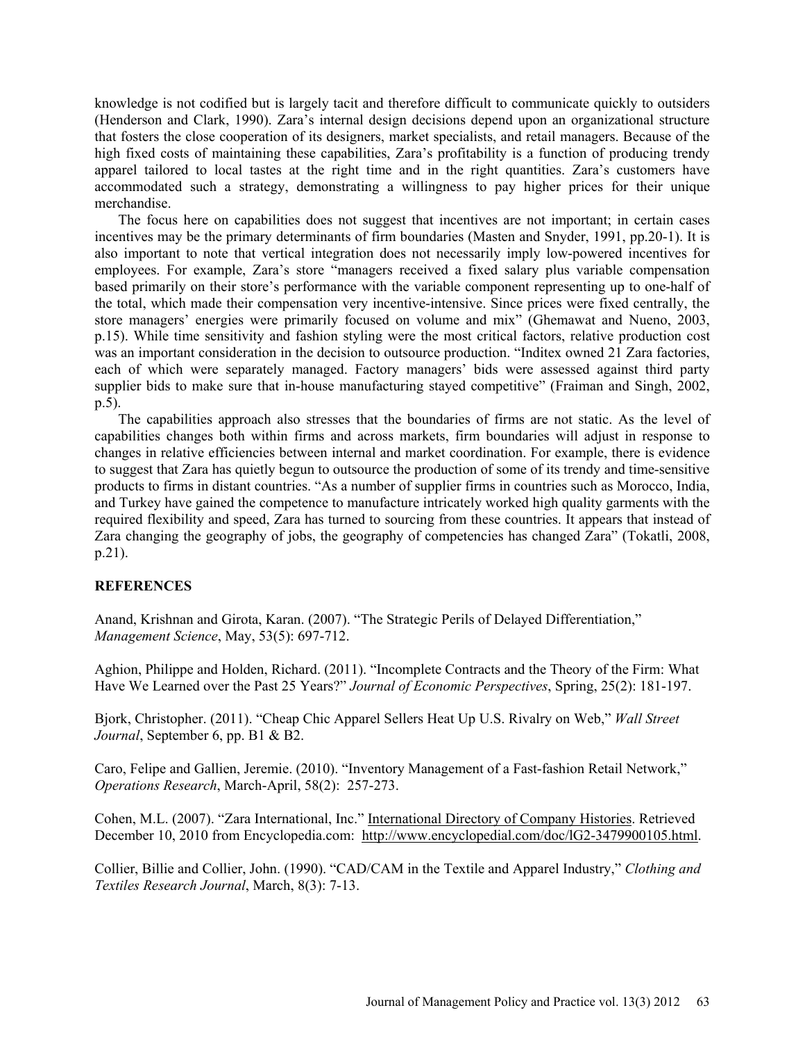knowledge is not codified but is largely tacit and therefore difficult to communicate quickly to outsiders (Henderson and Clark, 1990). Zara's internal design decisions depend upon an organizational structure that fosters the close cooperation of its designers, market specialists, and retail managers. Because of the high fixed costs of maintaining these capabilities, Zara's profitability is a function of producing trendy apparel tailored to local tastes at the right time and in the right quantities. Zara's customers have accommodated such a strategy, demonstrating a willingness to pay higher prices for their unique merchandise.

The focus here on capabilities does not suggest that incentives are not important; in certain cases incentives may be the primary determinants of firm boundaries (Masten and Snyder, 1991, pp.20-1). It is also important to note that vertical integration does not necessarily imply low-powered incentives for employees. For example, Zara's store "managers received a fixed salary plus variable compensation based primarily on their store's performance with the variable component representing up to one-half of the total, which made their compensation very incentive-intensive. Since prices were fixed centrally, the store managers' energies were primarily focused on volume and mix" (Ghemawat and Nueno, 2003, p.15). While time sensitivity and fashion styling were the most critical factors, relative production cost was an important consideration in the decision to outsource production. "Inditex owned 21 Zara factories, each of which were separately managed. Factory managers' bids were assessed against third party supplier bids to make sure that in-house manufacturing stayed competitive" (Fraiman and Singh, 2002, p.5).

The capabilities approach also stresses that the boundaries of firms are not static. As the level of capabilities changes both within firms and across markets, firm boundaries will adjust in response to changes in relative efficiencies between internal and market coordination. For example, there is evidence to suggest that Zara has quietly begun to outsource the production of some of its trendy and time-sensitive products to firms in distant countries. "As a number of supplier firms in countries such as Morocco, India, and Turkey have gained the competence to manufacture intricately worked high quality garments with the required flexibility and speed, Zara has turned to sourcing from these countries. It appears that instead of Zara changing the geography of jobs, the geography of competencies has changed Zara" (Tokatli, 2008, p.21).

## REFERENCES

Anand, Krishnan and Girota, Karan. (2007). "The Strategic Perils of Delayed Differentiation," *Management Science*, May, 53(5): 697-712.

Aghion, Philippe and Holden, Richard. (2011). "Incomplete Contracts and the Theory of the Firm: What Have We Learned over the Past 25 Years?" *Journal of Economic Perspectives*, Spring, 25(2): 181-197.

Bjork, Christopher. (2011). "Cheap Chic Apparel Sellers Heat Up U.S. Rivalry on Web," *Wall Street Journal*, September 6, pp. B1 & B2.

Caro, Felipe and Gallien, Jeremie. (2010). "Inventory Management of a Fast-fashion Retail Network," *Operations Research*, March-April, 58(2): 257-273.

Cohen, M.L. (2007). "Zara International, Inc." International Directory of Company Histories. Retrieved December 10, 2010 from Encyclopedia.com: http://www.encyclopedial.com/doc/lG2-3479900105.html.

Collier, Billie and Collier, John. (1990). "CAD/CAM in the Textile and Apparel Industry," *Clothing and Textiles Research Journal*, March, 8(3): 7-13.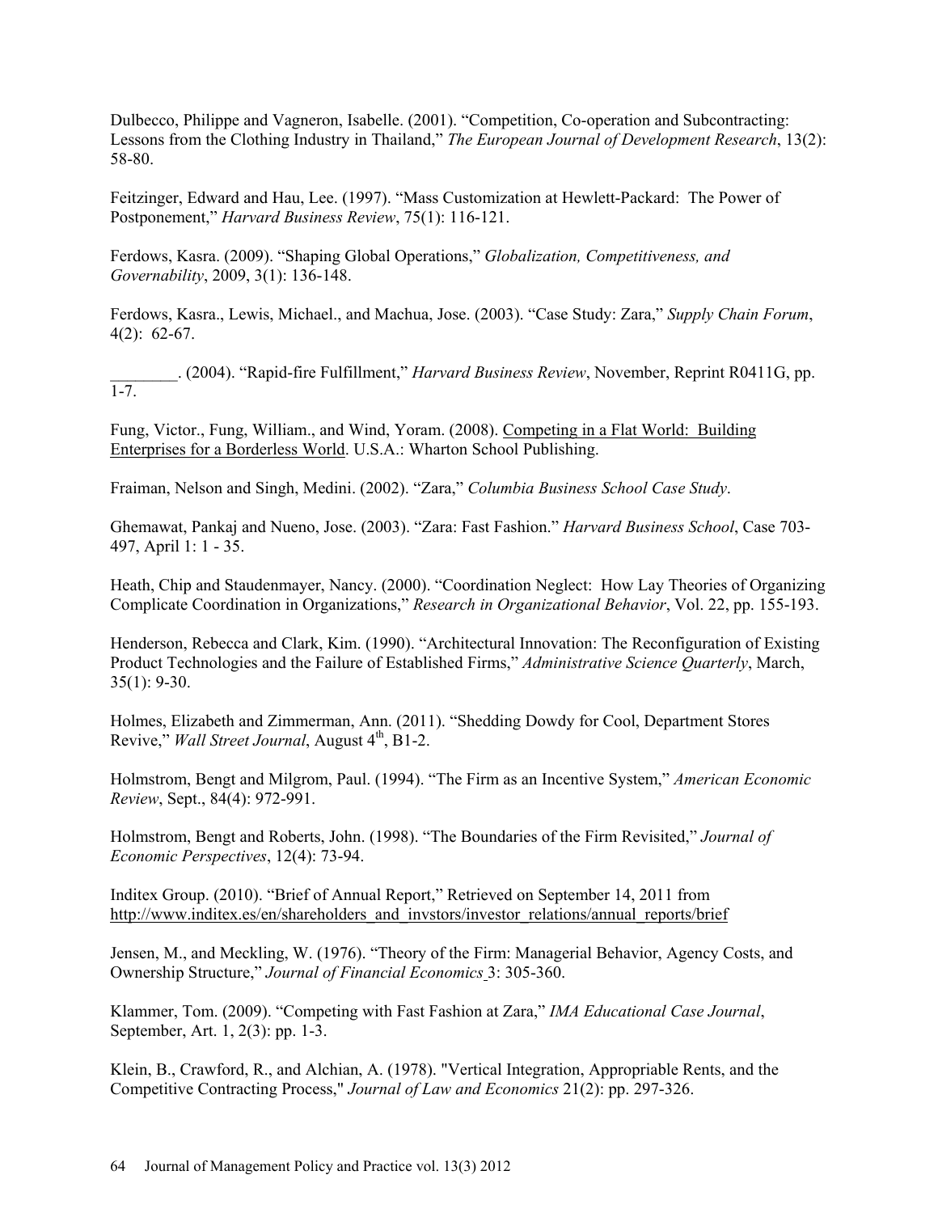Dulbecco, Philippe and Vagneron, Isabelle. (2001). "Competition, Co-operation and Subcontracting: Lessons from the Clothing Industry in Thailand," *The European Journal of Development Research*, 13(2): 58-80.

Feitzinger, Edward and Hau, Lee. (1997). "Mass Customization at Hewlett-Packard: The Power of Postponement," *Harvard Business Review*, 75(1): 116-121.

Ferdows, Kasra. (2009). "Shaping Global Operations," *Globalization, Competitiveness, and Governability*, 2009, 3(1): 136-148.

Ferdows, Kasra., Lewis, Michael., and Machua, Jose. (2003). "Case Study: Zara," *Supply Chain Forum*, 4(2): 62-67.

________. (2004). "Rapid-fire Fulfillment," *Harvard Business Review*, November, Reprint R0411G, pp. 1-7.

Fung, Victor., Fung, William., and Wind, Yoram. (2008). Competing in a Flat World: Building Enterprises for a Borderless World. U.S.A.: Wharton School Publishing.

Fraiman, Nelson and Singh, Medini. (2002). "Zara," *Columbia Business School Case Study*.

Ghemawat, Pankaj and Nueno, Jose. (2003). "Zara: Fast Fashion." *Harvard Business School*, Case 703-497, April 1: 1 - 35.

Heath, Chip and Staudenmayer, Nancy. (2000). "Coordination Neglect: How Lay Theories of Organizing Complicate Coordination in Organizations," *Research in Organizational Behavior*, Vol. 22, pp. 155-193.

Henderson, Rebecca and Clark, Kim. (1990). "Architectural Innovation: The Reconfiguration of Existing Product Technologies and the Failure of Established Firms," *Administrative Science Quarterly*, March, 35(1): 9-30.

Holmes, Elizabeth and Zimmerman, Ann. (2011). "Shedding Dowdy for Cool, Department Stores Revive," *Wall Street Journal*, August 4th, B1-2.

Holmstrom, Bengt and Milgrom, Paul. (1994). "The Firm as an Incentive System," *American Economic Review*, Sept., 84(4): 972-991.

Holmstrom, Bengt and Roberts, John. (1998). "The Boundaries of the Firm Revisited," *Journal of Economic Perspectives*, 12(4): 73-94.

Inditex Group. (2010). "Brief of Annual Report," Retrieved on September 14, 2011 from http://www.inditex.es/en/shareholders_and_invstors/investor_relations/annual_reports/brief

Jensen, M., and Meckling, W. (1976). "Theory of the Firm: Managerial Behavior, Agency Costs, and Ownership Structure," *Journal of Financial Economics* 3: 305-360.

Klammer, Tom. (2009). "Competing with Fast Fashion at Zara," *IMA Educational Case Journal*, September, Art. 1, 2(3): pp. 1-3.

Klein, B., Crawford, R., and Alchian, A. (1978). "Vertical Integration, Appropriable Rents, and the Competitive Contracting Process," *Journal of Law and Economics* 21(2): pp. 297-326.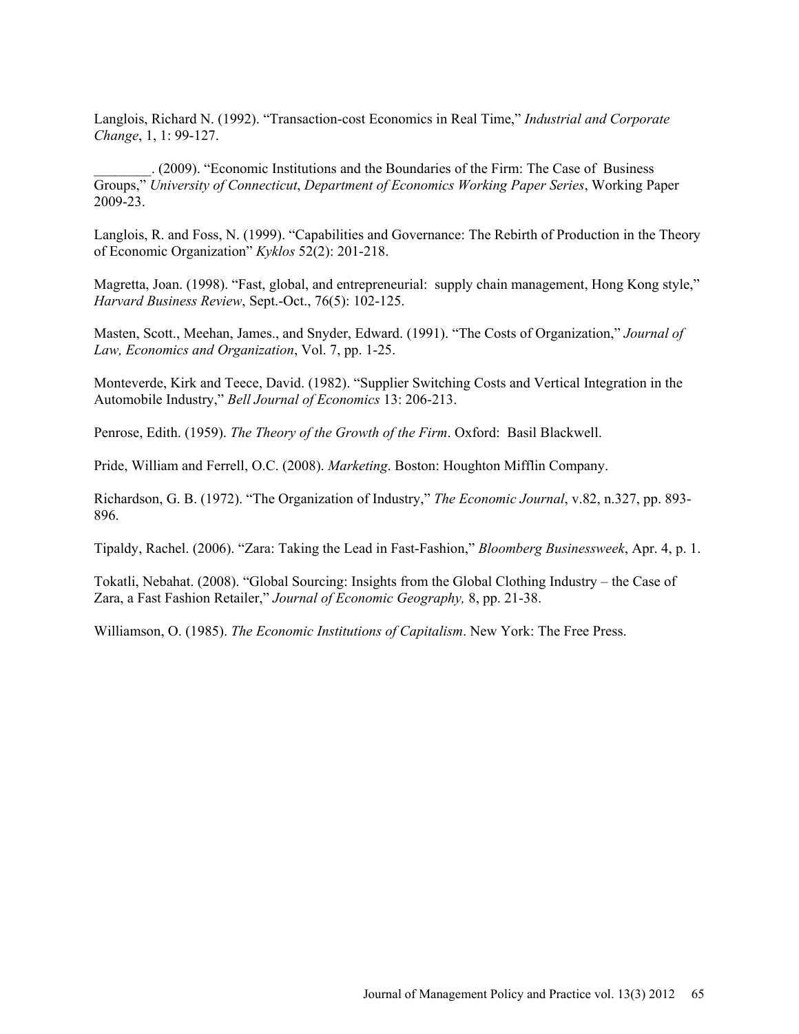Langlois, Richard N. (1992). "Transaction-cost Economics in Real Time," *Industrial and Corporate Change*, 1, 1: 99-127.

________. (2009). "Economic Institutions and the Boundaries of the Firm: The Case of Business Groups," *University of Connecticut*, *Department of Economics Working Paper Series*, Working Paper 2009-23.

Langlois, R. and Foss, N. (1999). "Capabilities and Governance: The Rebirth of Production in the Theory of Economic Organization" *Kyklos* 52(2): 201-218.

Magretta, Joan. (1998). "Fast, global, and entrepreneurial: supply chain management, Hong Kong style," *Harvard Business Review*, Sept.-Oct., 76(5): 102-125.

Masten, Scott., Meehan, James., and Snyder, Edward. (1991). "The Costs of Organization," *Journal of Law, Economics and Organization*, Vol. 7, pp. 1-25.

Monteverde, Kirk and Teece, David. (1982). "Supplier Switching Costs and Vertical Integration in the Automobile Industry," *Bell Journal of Economics* 13: 206-213.

Penrose, Edith. (1959). *The Theory of the Growth of the Firm*. Oxford: Basil Blackwell.

Pride, William and Ferrell, O.C. (2008). *Marketing*. Boston: Houghton Mifflin Company.

Richardson, G. B. (1972). "The Organization of Industry," *The Economic Journal*, v.82, n.327, pp. 893-896.

Tipaldy, Rachel. (2006). "Zara: Taking the Lead in Fast-Fashion," *Bloomberg Businessweek*, Apr. 4, p. 1.

Tokatli, Nebahat. (2008). "Global Sourcing: Insights from the Global Clothing Industry – the Case of Zara, a Fast Fashion Retailer," *Journal of Economic Geography,* 8, pp. 21-38.

Williamson, O. (1985). *The Economic Institutions of Capitalism*. New York: The Free Press.